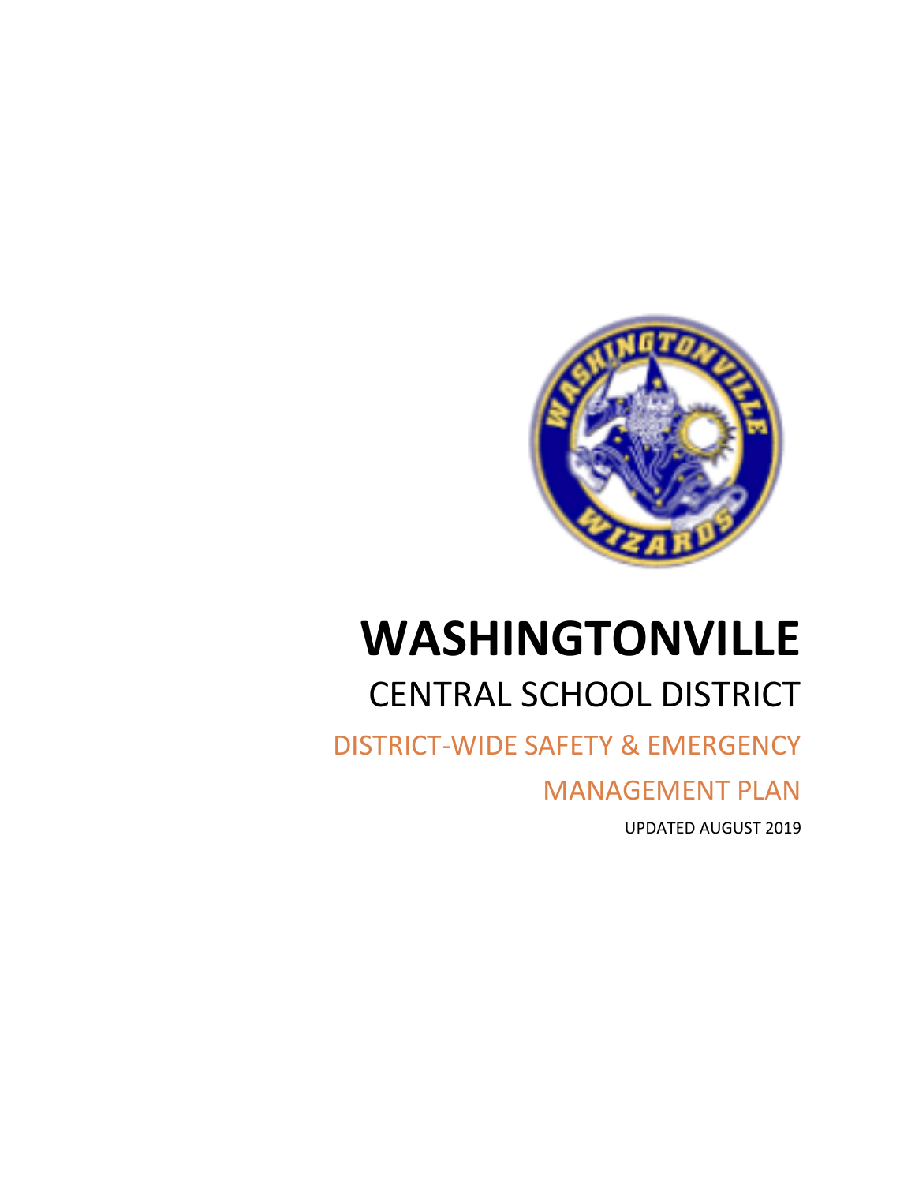# WASHINGTONVILLE

## CENTRAL SCHOOL DISTRICT

## DISTRICT-WIDE SAFETY & EMERGENCY MANAGEMENT PLAN

UPDATED AUGUST 2019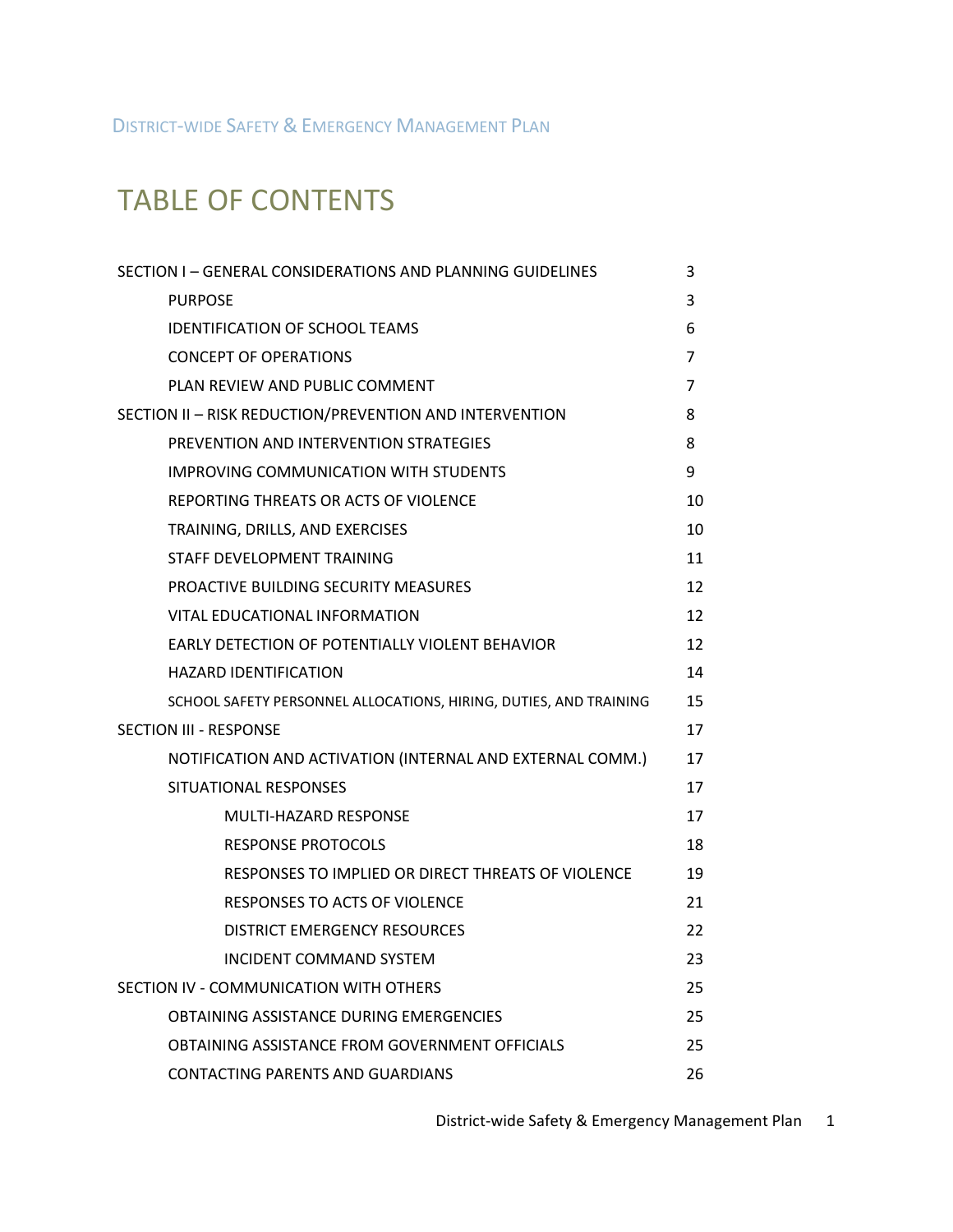# TABLE OF CONTENTS

| | |
|---|---|
| SECTION I – GENERAL CONSIDERATIONS AND PLANNING GUIDELINES | 3 |
| PURPOSE | 3 |
| IDENTIFICATION OF SCHOOL TEAMS | 6 |
| CONCEPT OF OPERATIONS | 7 |
| PLAN REVIEW AND PUBLIC COMMENT | 7 |
| SECTION II – RISK REDUCTION/PREVENTION AND INTERVENTION | 8 |
| PREVENTION AND INTERVENTION STRATEGIES | 8 |
| IMPROVING COMMUNICATION WITH STUDENTS | 9 |
| REPORTING THREATS OR ACTS OF VIOLENCE | 10 |
| TRAINING, DRILLS, AND EXERCISES | 10 |
| STAFF DEVELOPMENT TRAINING | 11 |
| PROACTIVE BUILDING SECURITY MEASURES | 12 |
| VITAL EDUCATIONAL INFORMATION | 12 |
| EARLY DETECTION OF POTENTIALLY VIOLENT BEHAVIOR | 12 |
| HAZARD IDENTIFICATION | 14 |
| SCHOOL SAFETY PERSONNEL ALLOCATIONS, HIRING, DUTIES, AND TRAINING | 15 |
| SECTION III - RESPONSE | 17 |
| NOTIFICATION AND ACTIVATION (INTERNAL AND EXTERNAL COMM.) | 17 |
| SITUATIONAL RESPONSES | 17 |
| MULTI-HAZARD RESPONSE | 17 |
| RESPONSE PROTOCOLS | 18 |
| RESPONSES TO IMPLIED OR DIRECT THREATS OF VIOLENCE | 19 |
| RESPONSES TO ACTS OF VIOLENCE | 21 |
| DISTRICT EMERGENCY RESOURCES | 22 |
| INCIDENT COMMAND SYSTEM | 23 |
| SECTION IV - COMMUNICATION WITH OTHERS | 25 |
| OBTAINING ASSISTANCE DURING EMERGENCIES | 25 |
| OBTAINING ASSISTANCE FROM GOVERNMENT OFFICIALS | 25 |
| CONTACTING PARENTS AND GUARDIANS | 26 |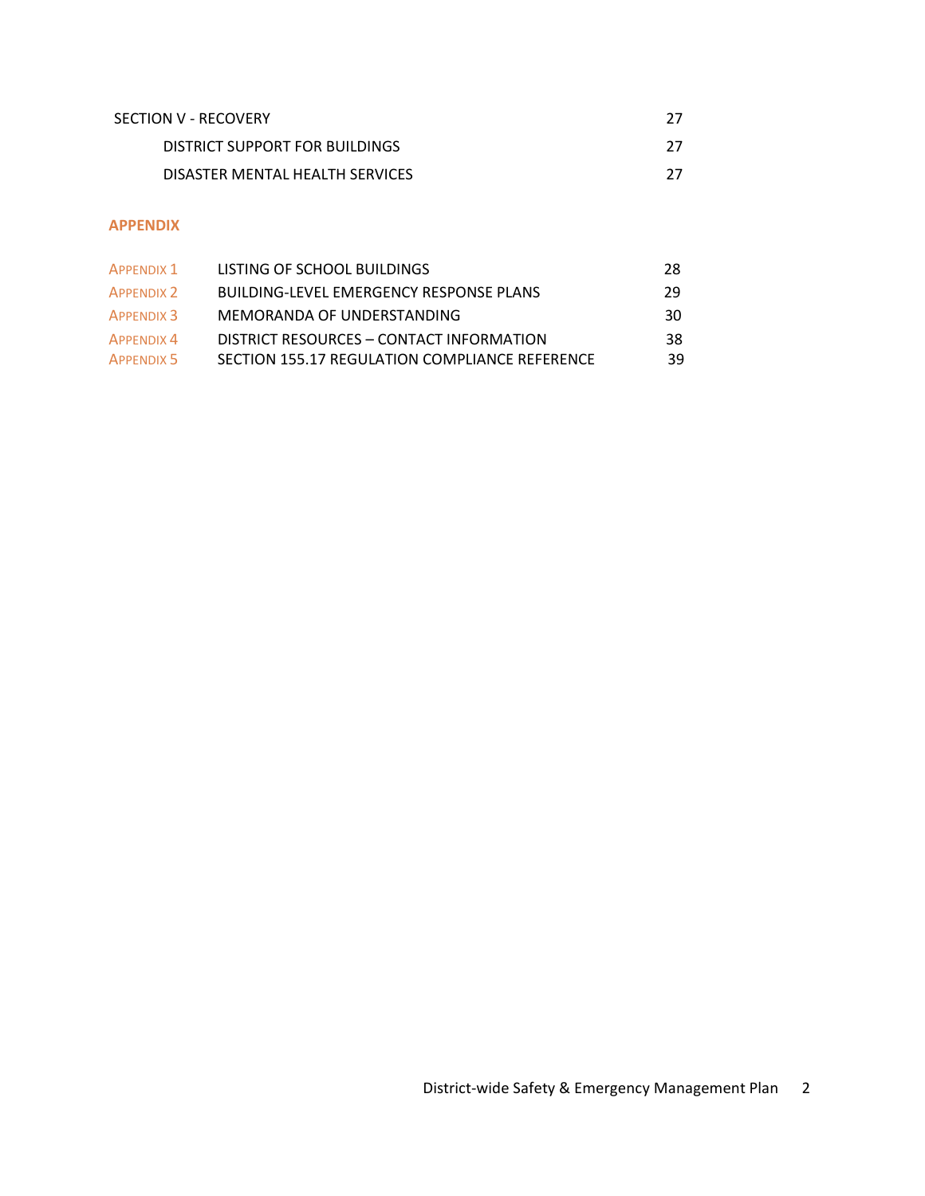| | |
|---|---|
| SECTION V - RECOVERY | 27 |
| DISTRICT SUPPORT FOR BUILDINGS | 27 |
| DISASTER MENTAL HEALTH SERVICES | 27 |

**APPENDIX**

| | | |
|---|---|---|
| APPENDIX 1 | LISTING OF SCHOOL BUILDINGS | 28 |
| APPENDIX 2 | BUILDING-LEVEL EMERGENCY RESPONSE PLANS | 29 |
| APPENDIX 3 | MEMORANDA OF UNDERSTANDING | 30 |
| APPENDIX 4 | DISTRICT RESOURCES – CONTACT INFORMATION | 38 |
| APPENDIX 5 | SECTION 155.17 REGULATION COMPLIANCE REFERENCE | 39 |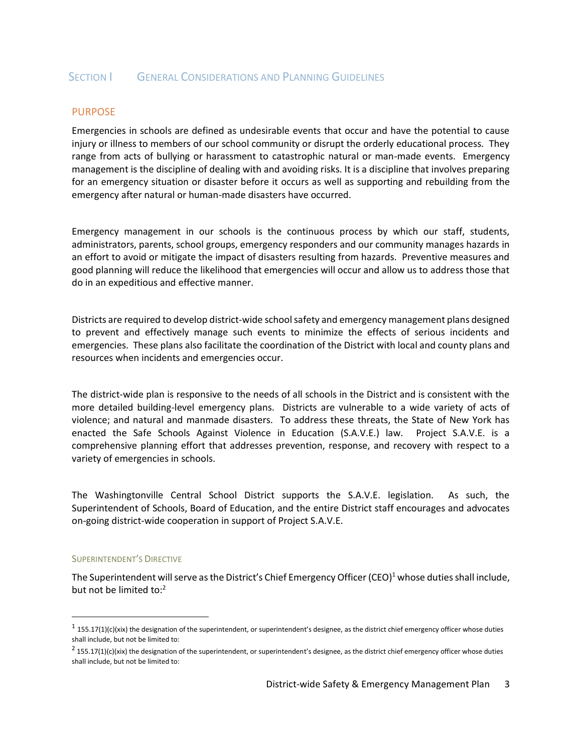## SECTION I GENERAL CONSIDERATIONS AND PLANNING GUIDELINES

### PURPOSE

Emergencies in schools are defined as undesirable events that occur and have the potential to cause injury or illness to members of our school community or disrupt the orderly educational process. They range from acts of bullying or harassment to catastrophic natural or man-made events. Emergency management is the discipline of dealing with and avoiding risks. It is a discipline that involves preparing for an emergency situation or disaster before it occurs as well as supporting and rebuilding from the emergency after natural or human-made disasters have occurred.

Emergency management in our schools is the continuous process by which our staff, students, administrators, parents, school groups, emergency responders and our community manages hazards in an effort to avoid or mitigate the impact of disasters resulting from hazards. Preventive measures and good planning will reduce the likelihood that emergencies will occur and allow us to address those that do in an expeditious and effective manner.

Districts are required to develop district-wide school safety and emergency management plans designed to prevent and effectively manage such events to minimize the effects of serious incidents and emergencies. These plans also facilitate the coordination of the District with local and county plans and resources when incidents and emergencies occur.

The district-wide plan is responsive to the needs of all schools in the District and is consistent with the more detailed building-level emergency plans. Districts are vulnerable to a wide variety of acts of violence; and natural and manmade disasters. To address these threats, the State of New York has enacted the Safe Schools Against Violence in Education (S.A.V.E.) law. Project S.A.V.E. is a comprehensive planning effort that addresses prevention, response, and recovery with respect to a variety of emergencies in schools.

The Washingtonville Central School District supports the S.A.V.E. legislation. As such, the Superintendent of Schools, Board of Education, and the entire District staff encourages and advocates on-going district-wide cooperation in support of Project S.A.V.E.

#### SUPERINTENDENT'S DIRECTIVE

The Superintendent will serve as the District's Chief Emergency Officer (CEO)[1] whose duties shall include, but not be limited to:[2]

---

[1] 155.17(1)(c)(xix) the designation of the superintendent, or superintendent's designee, as the district chief emergency officer whose duties shall include, but not be limited to:

[2] 155.17(1)(c)(xix) the designation of the superintendent, or superintendent's designee, as the district chief emergency officer whose duties shall include, but not be limited to: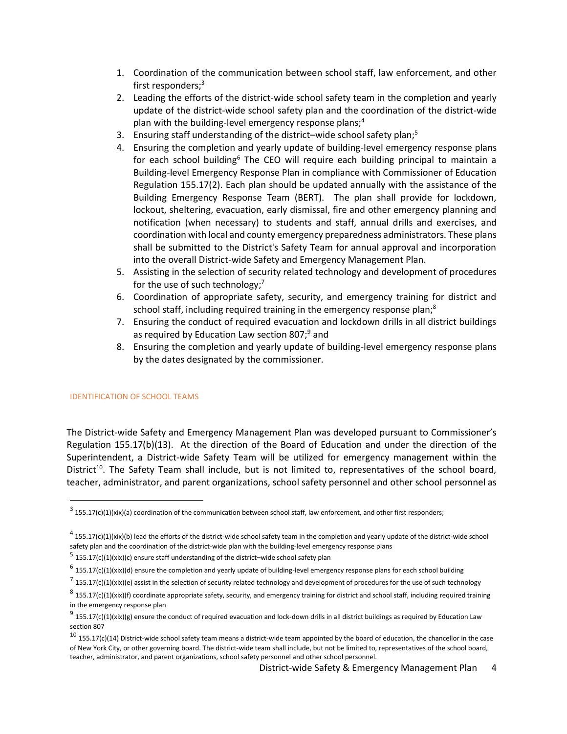1. Coordination of the communication between school staff, law enforcement, and other first responders;[3]
2. Leading the efforts of the district-wide school safety team in the completion and yearly update of the district-wide school safety plan and the coordination of the district-wide plan with the building-level emergency response plans;[4]
3. Ensuring staff understanding of the district–wide school safety plan;[5]
4. Ensuring the completion and yearly update of building-level emergency response plans for each school building[6] The CEO will require each building principal to maintain a Building-level Emergency Response Plan in compliance with Commissioner of Education Regulation 155.17(2). Each plan should be updated annually with the assistance of the Building Emergency Response Team (BERT). The plan shall provide for lockdown, lockout, sheltering, evacuation, early dismissal, fire and other emergency planning and notification (when necessary) to students and staff, annual drills and exercises, and coordination with local and county emergency preparedness administrators. These plans shall be submitted to the District's Safety Team for annual approval and incorporation into the overall District-wide Safety and Emergency Management Plan.
5. Assisting in the selection of security related technology and development of procedures for the use of such technology;[7]
6. Coordination of appropriate safety, security, and emergency training for district and school staff, including required training in the emergency response plan;[8]
7. Ensuring the conduct of required evacuation and lockdown drills in all district buildings as required by Education Law section 807;[9] and
8. Ensuring the completion and yearly update of building-level emergency response plans by the dates designated by the commissioner.

## IDENTIFICATION OF SCHOOL TEAMS

The District-wide Safety and Emergency Management Plan was developed pursuant to Commissioner's Regulation 155.17(b)(13). At the direction of the Board of Education and under the direction of the Superintendent, a District-wide Safety Team will be utilized for emergency management within the District[10]. The Safety Team shall include, but is not limited to, representatives of the school board, teacher, administrator, and parent organizations, school safety personnel and other school personnel as

---

[3] 155.17(c)(1)(xix)(a) coordination of the communication between school staff, law enforcement, and other first responders;

[4] 155.17(c)(1)(xix)(b) lead the efforts of the district-wide school safety team in the completion and yearly update of the district-wide school safety plan and the coordination of the district-wide plan with the building-level emergency response plans

[5] 155.17(c)(1)(xix)(c) ensure staff understanding of the district–wide school safety plan

[6] 155.17(c)(1)(xix)(d) ensure the completion and yearly update of building-level emergency response plans for each school building

[7] 155.17(c)(1)(xix)(e) assist in the selection of security related technology and development of procedures for the use of such technology

[8] 155.17(c)(1)(xix)(f) coordinate appropriate safety, security, and emergency training for district and school staff, including required training in the emergency response plan

[9] 155.17(c)(1)(xix)(g) ensure the conduct of required evacuation and lock-down drills in all district buildings as required by Education Law section 807

[10] 155.17(c)(14) District-wide school safety team means a district-wide team appointed by the board of education, the chancellor in the case of New York City, or other governing board. The district-wide team shall include, but not be limited to, representatives of the school board, teacher, administrator, and parent organizations, school safety personnel and other school personnel.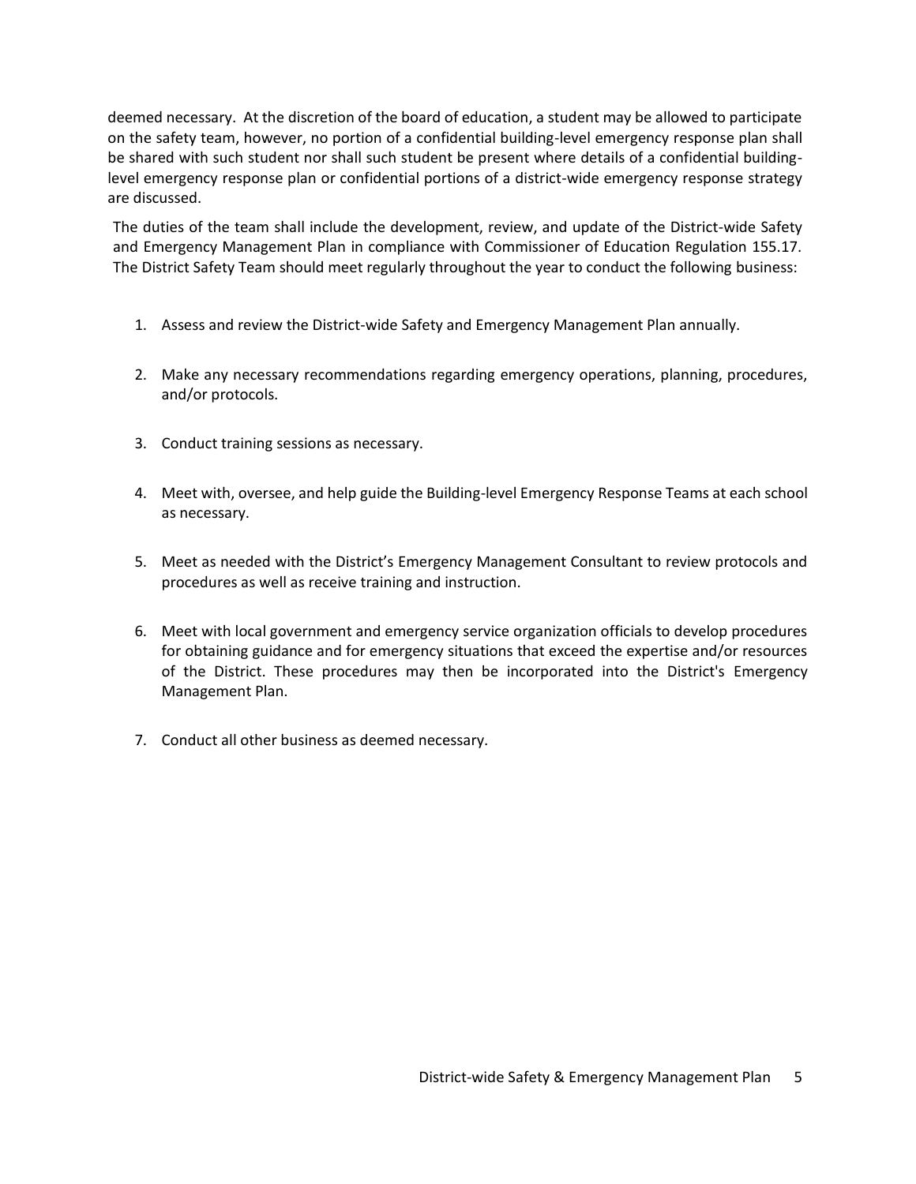deemed necessary. At the discretion of the board of education, a student may be allowed to participate on the safety team, however, no portion of a confidential building-level emergency response plan shall be shared with such student nor shall such student be present where details of a confidential building-level emergency response plan or confidential portions of a district-wide emergency response strategy are discussed.

The duties of the team shall include the development, review, and update of the District-wide Safety and Emergency Management Plan in compliance with Commissioner of Education Regulation 155.17. The District Safety Team should meet regularly throughout the year to conduct the following business:

1. Assess and review the District-wide Safety and Emergency Management Plan annually.

2. Make any necessary recommendations regarding emergency operations, planning, procedures, and/or protocols.

3. Conduct training sessions as necessary.

4. Meet with, oversee, and help guide the Building-level Emergency Response Teams at each school as necessary.

5. Meet as needed with the District's Emergency Management Consultant to review protocols and procedures as well as receive training and instruction.

6. Meet with local government and emergency service organization officials to develop procedures for obtaining guidance and for emergency situations that exceed the expertise and/or resources of the District. These procedures may then be incorporated into the District's Emergency Management Plan.

7. Conduct all other business as deemed necessary.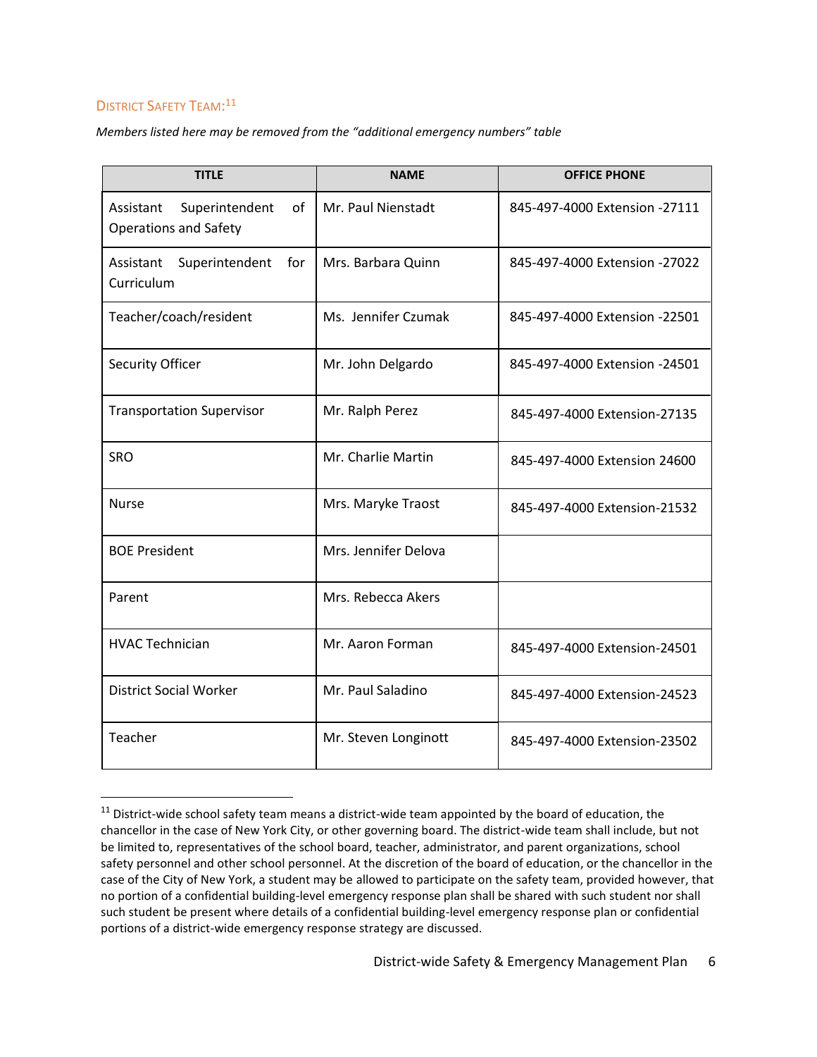## District Safety Team:[11]

*Members listed here may be removed from the "additional emergency numbers" table*

| TITLE | NAME | OFFICE PHONE |
|---|---|---|
| Assistant Superintendent of Operations and Safety | Mr. Paul Nienstadt | 845-497-4000 Extension -27111 |
| Assistant Superintendent for Curriculum | Mrs. Barbara Quinn | 845-497-4000 Extension -27022 |
| Teacher/coach/resident | Ms. Jennifer Czumak | 845-497-4000 Extension -22501 |
| Security Officer | Mr. John Delgardo | 845-497-4000 Extension -24501 |
| Transportation Supervisor | Mr. Ralph Perez | 845-497-4000 Extension-27135 |
| SRO | Mr. Charlie Martin | 845-497-4000 Extension 24600 |
| Nurse | Mrs. Maryke Traost | 845-497-4000 Extension-21532 |
| BOE President | Mrs. Jennifer Delova | |
| Parent | Mrs. Rebecca Akers | |
| HVAC Technician | Mr. Aaron Forman | 845-497-4000 Extension-24501 |
| District Social Worker | Mr. Paul Saladino | 845-497-4000 Extension-24523 |
| Teacher | Mr. Steven Longinott | 845-497-4000 Extension-23502 |

[11] District-wide school safety team means a district-wide team appointed by the board of education, the chancellor in the case of New York City, or other governing board. The district-wide team shall include, but not be limited to, representatives of the school board, teacher, administrator, and parent organizations, school safety personnel and other school personnel. At the discretion of the board of education, or the chancellor in the case of the City of New York, a student may be allowed to participate on the safety team, provided however, that no portion of a confidential building-level emergency response plan shall be shared with such student nor shall such student be present where details of a confidential building-level emergency response plan or confidential portions of a district-wide emergency response strategy are discussed.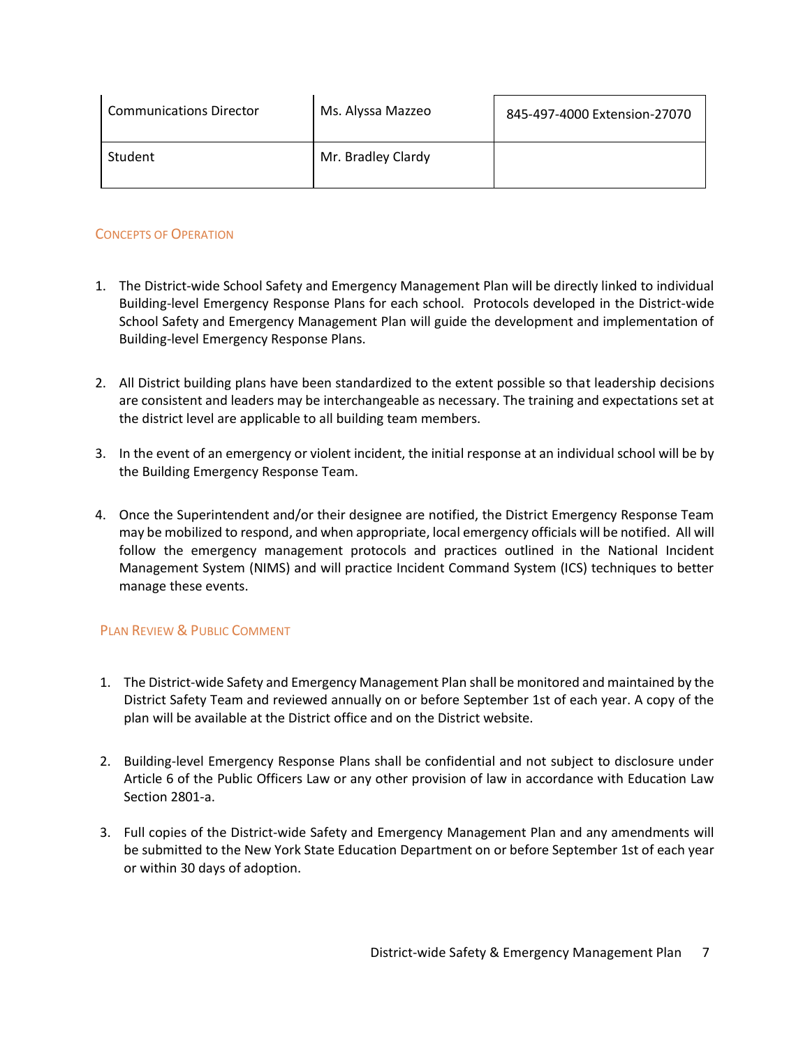| Communications Director | Ms. Alyssa Mazzeo | 845-497-4000 Extension-27070 |
| --- | --- | --- |
| Student | Mr. Bradley Clardy | |

## Concepts of Operation

1. The District-wide School Safety and Emergency Management Plan will be directly linked to individual Building-level Emergency Response Plans for each school. Protocols developed in the District-wide School Safety and Emergency Management Plan will guide the development and implementation of Building-level Emergency Response Plans.

2. All District building plans have been standardized to the extent possible so that leadership decisions are consistent and leaders may be interchangeable as necessary. The training and expectations set at the district level are applicable to all building team members.

3. In the event of an emergency or violent incident, the initial response at an individual school will be by the Building Emergency Response Team.

4. Once the Superintendent and/or their designee are notified, the District Emergency Response Team may be mobilized to respond, and when appropriate, local emergency officials will be notified. All will follow the emergency management protocols and practices outlined in the National Incident Management System (NIMS) and will practice Incident Command System (ICS) techniques to better manage these events.

## Plan Review & Public Comment

1. The District-wide Safety and Emergency Management Plan shall be monitored and maintained by the District Safety Team and reviewed annually on or before September 1st of each year. A copy of the plan will be available at the District office and on the District website.

2. Building-level Emergency Response Plans shall be confidential and not subject to disclosure under Article 6 of the Public Officers Law or any other provision of law in accordance with Education Law Section 2801-a.

3. Full copies of the District-wide Safety and Emergency Management Plan and any amendments will be submitted to the New York State Education Department on or before September 1st of each year or within 30 days of adoption.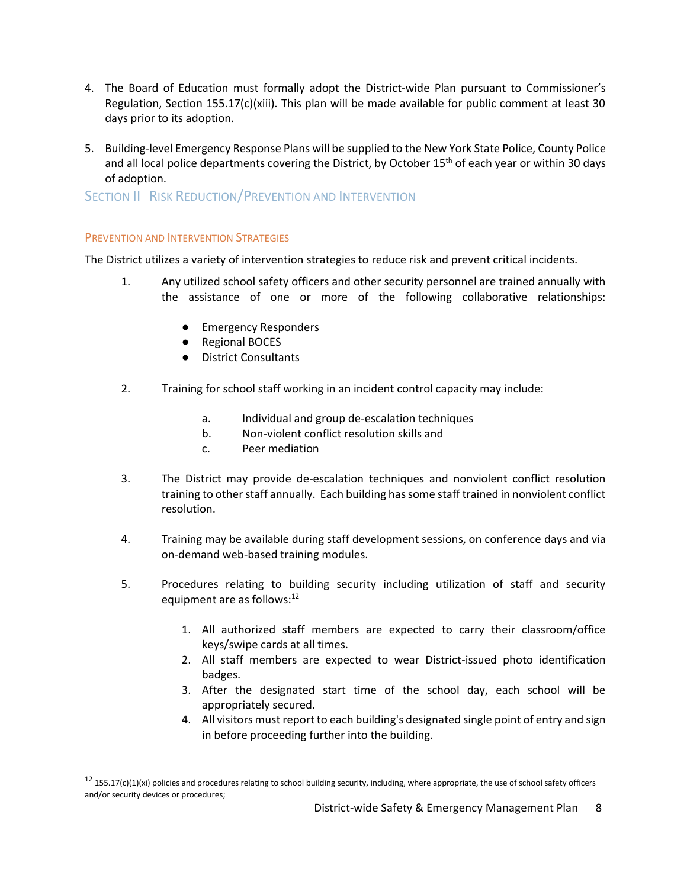4. The Board of Education must formally adopt the District-wide Plan pursuant to Commissioner's Regulation, Section 155.17(c)(xiii). This plan will be made available for public comment at least 30 days prior to its adoption.

5. Building-level Emergency Response Plans will be supplied to the New York State Police, County Police and all local police departments covering the District, by October 15th of each year or within 30 days of adoption.

## Section II Risk Reduction/Prevention and Intervention

### Prevention and Intervention Strategies

The District utilizes a variety of intervention strategies to reduce risk and prevent critical incidents.

1. Any utilized school safety officers and other security personnel are trained annually with the assistance of one or more of the following collaborative relationships:

   - Emergency Responders
   - Regional BOCES
   - District Consultants

2. Training for school staff working in an incident control capacity may include:

   a. Individual and group de-escalation techniques
   b. Non-violent conflict resolution skills and
   c. Peer mediation

3. The District may provide de-escalation techniques and nonviolent conflict resolution training to other staff annually. Each building has some staff trained in nonviolent conflict resolution.

4. Training may be available during staff development sessions, on conference days and via on-demand web-based training modules.

5. Procedures relating to building security including utilization of staff and security equipment are as follows:[12]

   1. All authorized staff members are expected to carry their classroom/office keys/swipe cards at all times.
   2. All staff members are expected to wear District-issued photo identification badges.
   3. After the designated start time of the school day, each school will be appropriately secured.
   4. All visitors must report to each building's designated single point of entry and sign in before proceeding further into the building.

---

[12] 155.17(c)(1)(xi) policies and procedures relating to school building security, including, where appropriate, the use of school safety officers and/or security devices or procedures;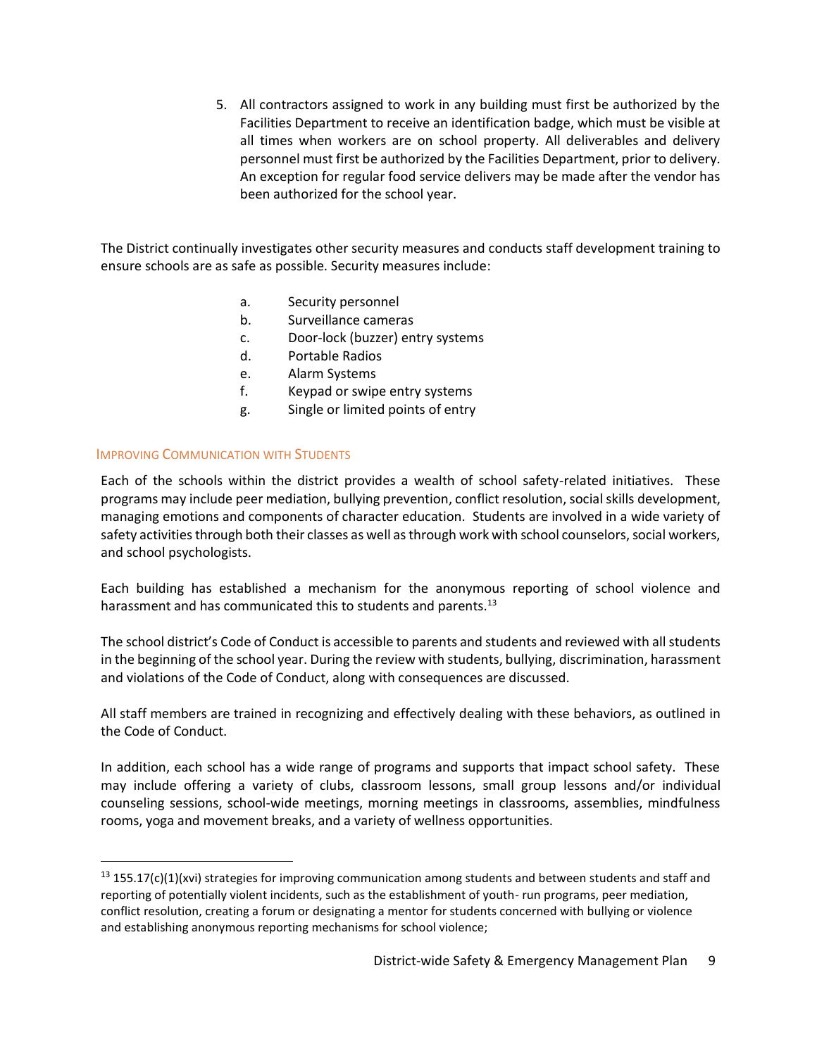5. All contractors assigned to work in any building must first be authorized by the Facilities Department to receive an identification badge, which must be visible at all times when workers are on school property. All deliverables and delivery personnel must first be authorized by the Facilities Department, prior to delivery. An exception for regular food service delivers may be made after the vendor has been authorized for the school year.

The District continually investigates other security measures and conducts staff development training to ensure schools are as safe as possible. Security measures include:

a. Security personnel
b. Surveillance cameras
c. Door-lock (buzzer) entry systems
d. Portable Radios
e. Alarm Systems
f. Keypad or swipe entry systems
g. Single or limited points of entry

### Improving Communication with Students

Each of the schools within the district provides a wealth of school safety-related initiatives. These programs may include peer mediation, bullying prevention, conflict resolution, social skills development, managing emotions and components of character education. Students are involved in a wide variety of safety activities through both their classes as well as through work with school counselors, social workers, and school psychologists.

Each building has established a mechanism for the anonymous reporting of school violence and harassment and has communicated this to students and parents.[13]

The school district's Code of Conduct is accessible to parents and students and reviewed with all students in the beginning of the school year. During the review with students, bullying, discrimination, harassment and violations of the Code of Conduct, along with consequences are discussed.

All staff members are trained in recognizing and effectively dealing with these behaviors, as outlined in the Code of Conduct.

In addition, each school has a wide range of programs and supports that impact school safety. These may include offering a variety of clubs, classroom lessons, small group lessons and/or individual counseling sessions, school-wide meetings, morning meetings in classrooms, assemblies, mindfulness rooms, yoga and movement breaks, and a variety of wellness opportunities.

[13] 155.17(c)(1)(xvi) strategies for improving communication among students and between students and staff and reporting of potentially violent incidents, such as the establishment of youth- run programs, peer mediation, conflict resolution, creating a forum or designating a mentor for students concerned with bullying or violence and establishing anonymous reporting mechanisms for school violence;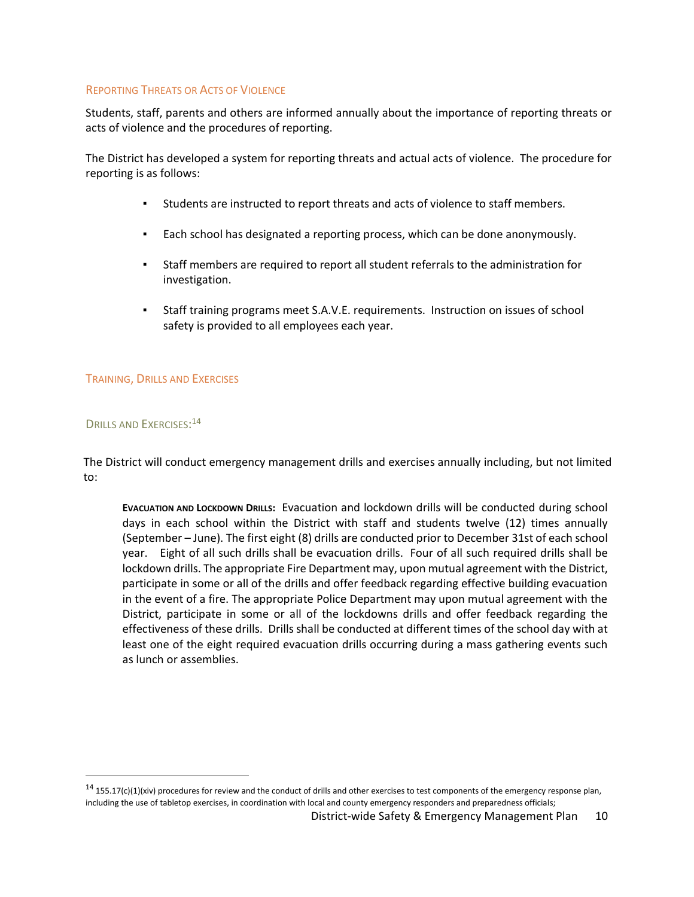## Reporting Threats or Acts of Violence

Students, staff, parents and others are informed annually about the importance of reporting threats or acts of violence and the procedures of reporting.

The District has developed a system for reporting threats and actual acts of violence. The procedure for reporting is as follows:

- Students are instructed to report threats and acts of violence to staff members.
- Each school has designated a reporting process, which can be done anonymously.
- Staff members are required to report all student referrals to the administration for investigation.
- Staff training programs meet S.A.V.E. requirements. Instruction on issues of school safety is provided to all employees each year.

## Training, Drills and Exercises

### Drills and Exercises:[14]

The District will conduct emergency management drills and exercises annually including, but not limited to:

> **Evacuation and Lockdown Drills:** Evacuation and lockdown drills will be conducted during school days in each school within the District with staff and students twelve (12) times annually (September – June). The first eight (8) drills are conducted prior to December 31st of each school year. Eight of all such drills shall be evacuation drills. Four of all such required drills shall be lockdown drills. The appropriate Fire Department may, upon mutual agreement with the District, participate in some or all of the drills and offer feedback regarding effective building evacuation in the event of a fire. The appropriate Police Department may upon mutual agreement with the District, participate in some or all of the lockdowns drills and offer feedback regarding the effectiveness of these drills. Drills shall be conducted at different times of the school day with at least one of the eight required evacuation drills occurring during a mass gathering events such as lunch or assemblies.

---

[14] 155.17(c)(1)(xiv) procedures for review and the conduct of drills and other exercises to test components of the emergency response plan, including the use of tabletop exercises, in coordination with local and county emergency responders and preparedness officials;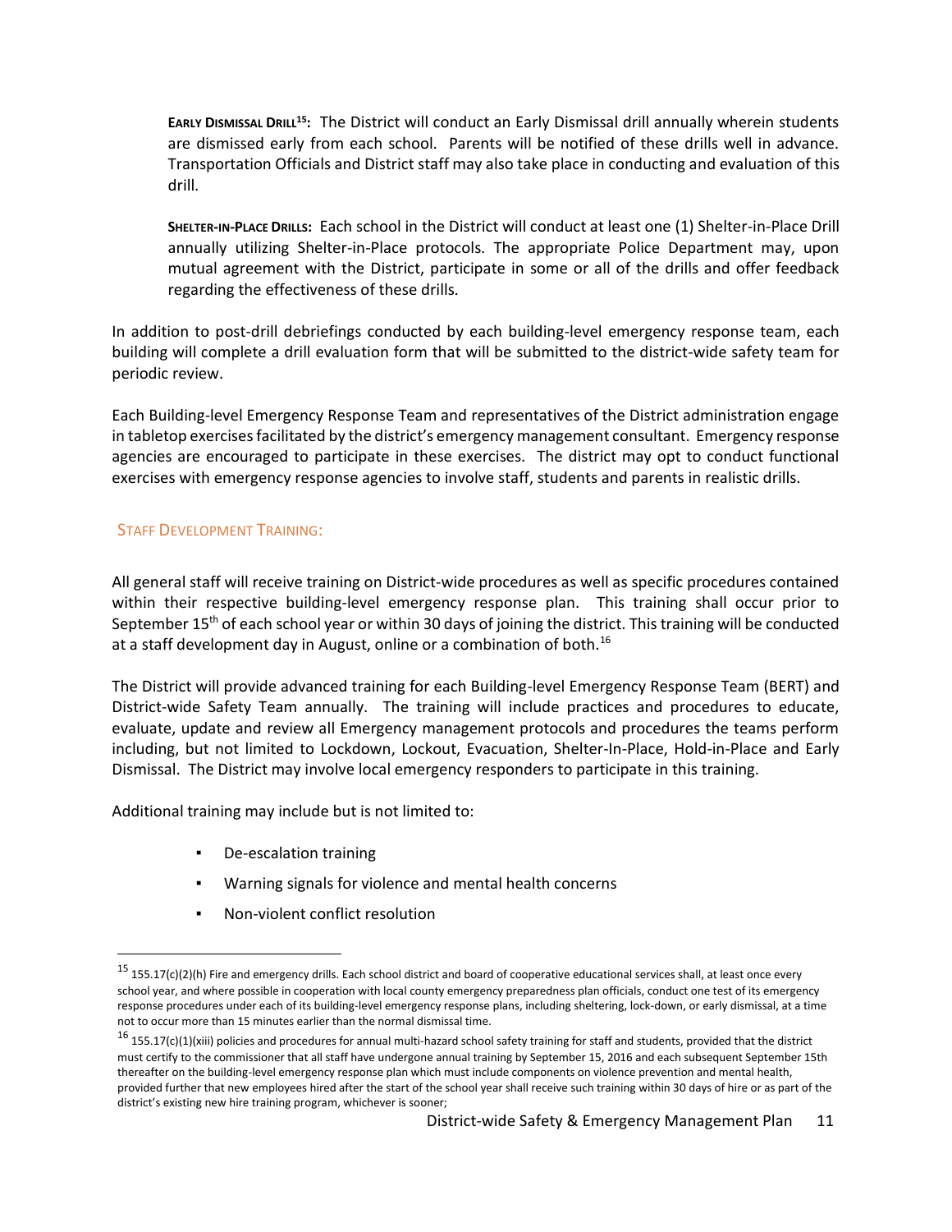**Early Dismissal Drill[15]:** The District will conduct an Early Dismissal drill annually wherein students are dismissed early from each school. Parents will be notified of these drills well in advance. Transportation Officials and District staff may also take place in conducting and evaluation of this drill.

**Shelter-in-Place Drills:** Each school in the District will conduct at least one (1) Shelter-in-Place Drill annually utilizing Shelter-in-Place protocols. The appropriate Police Department may, upon mutual agreement with the District, participate in some or all of the drills and offer feedback regarding the effectiveness of these drills.

In addition to post-drill debriefings conducted by each building-level emergency response team, each building will complete a drill evaluation form that will be submitted to the district-wide safety team for periodic review.

Each Building-level Emergency Response Team and representatives of the District administration engage in tabletop exercises facilitated by the district's emergency management consultant. Emergency response agencies are encouraged to participate in these exercises. The district may opt to conduct functional exercises with emergency response agencies to involve staff, students and parents in realistic drills.

## Staff Development Training:

All general staff will receive training on District-wide procedures as well as specific procedures contained within their respective building-level emergency response plan. This training shall occur prior to September 15th of each school year or within 30 days of joining the district. This training will be conducted at a staff development day in August, online or a combination of both.[16]

The District will provide advanced training for each Building-level Emergency Response Team (BERT) and District-wide Safety Team annually. The training will include practices and procedures to educate, evaluate, update and review all Emergency management protocols and procedures the teams perform including, but not limited to Lockdown, Lockout, Evacuation, Shelter-In-Place, Hold-in-Place and Early Dismissal. The District may involve local emergency responders to participate in this training.

Additional training may include but is not limited to:

- De-escalation training
- Warning signals for violence and mental health concerns
- Non-violent conflict resolution

---

[15] 155.17(c)(2)(h) Fire and emergency drills. Each school district and board of cooperative educational services shall, at least once every school year, and where possible in cooperation with local county emergency preparedness plan officials, conduct one test of its emergency response procedures under each of its building-level emergency response plans, including sheltering, lock-down, or early dismissal, at a time not to occur more than 15 minutes earlier than the normal dismissal time.

[16] 155.17(c)(1)(xiii) policies and procedures for annual multi-hazard school safety training for staff and students, provided that the district must certify to the commissioner that all staff have undergone annual training by September 15, 2016 and each subsequent September 15th thereafter on the building-level emergency response plan which must include components on violence prevention and mental health, provided further that new employees hired after the start of the school year shall receive such training within 30 days of hire or as part of the district's existing new hire training program, whichever is sooner;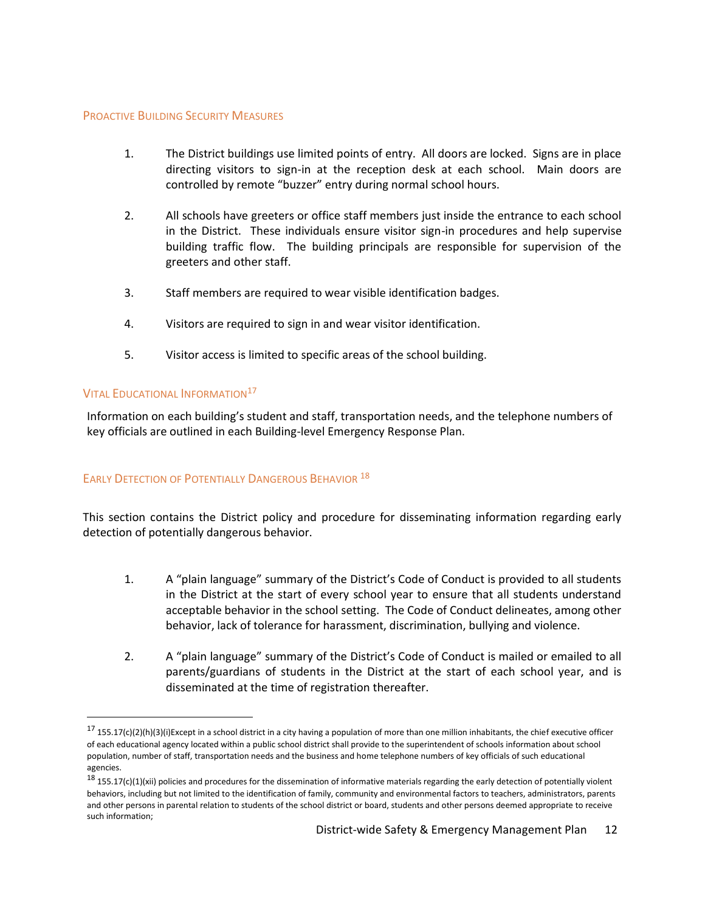## PROACTIVE BUILDING SECURITY MEASURES

1. The District buildings use limited points of entry. All doors are locked. Signs are in place directing visitors to sign-in at the reception desk at each school. Main doors are controlled by remote "buzzer" entry during normal school hours.

2. All schools have greeters or office staff members just inside the entrance to each school in the District. These individuals ensure visitor sign-in procedures and help supervise building traffic flow. The building principals are responsible for supervision of the greeters and other staff.

3. Staff members are required to wear visible identification badges.

4. Visitors are required to sign in and wear visitor identification.

5. Visitor access is limited to specific areas of the school building.

## VITAL EDUCATIONAL INFORMATION[17]

Information on each building's student and staff, transportation needs, and the telephone numbers of key officials are outlined in each Building-level Emergency Response Plan.

## EARLY DETECTION OF POTENTIALLY DANGEROUS BEHAVIOR [18]

This section contains the District policy and procedure for disseminating information regarding early detection of potentially dangerous behavior.

1. A "plain language" summary of the District's Code of Conduct is provided to all students in the District at the start of every school year to ensure that all students understand acceptable behavior in the school setting. The Code of Conduct delineates, among other behavior, lack of tolerance for harassment, discrimination, bullying and violence.

2. A "plain language" summary of the District's Code of Conduct is mailed or emailed to all parents/guardians of students in the District at the start of each school year, and is disseminated at the time of registration thereafter.

---

[17] 155.17(c)(2)(h)(3)(i)Except in a school district in a city having a population of more than one million inhabitants, the chief executive officer of each educational agency located within a public school district shall provide to the superintendent of schools information about school population, number of staff, transportation needs and the business and home telephone numbers of key officials of such educational agencies.

[18] 155.17(c)(1)(xii) policies and procedures for the dissemination of informative materials regarding the early detection of potentially violent behaviors, including but not limited to the identification of family, community and environmental factors to teachers, administrators, parents and other persons in parental relation to students of the school district or board, students and other persons deemed appropriate to receive such information;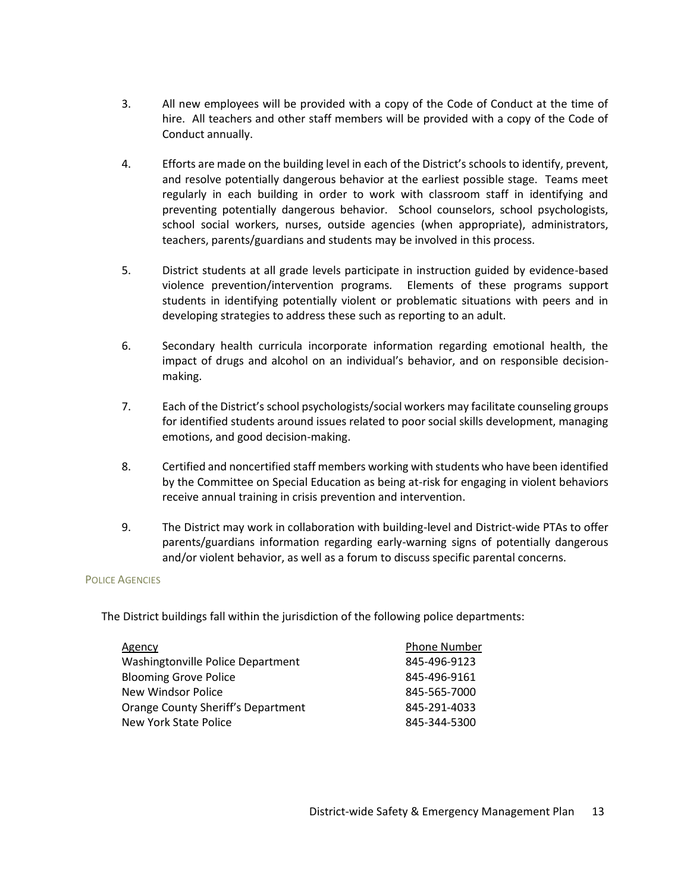3. All new employees will be provided with a copy of the Code of Conduct at the time of hire. All teachers and other staff members will be provided with a copy of the Code of Conduct annually.

4. Efforts are made on the building level in each of the District's schools to identify, prevent, and resolve potentially dangerous behavior at the earliest possible stage. Teams meet regularly in each building in order to work with classroom staff in identifying and preventing potentially dangerous behavior. School counselors, school psychologists, school social workers, nurses, outside agencies (when appropriate), administrators, teachers, parents/guardians and students may be involved in this process.

5. District students at all grade levels participate in instruction guided by evidence-based violence prevention/intervention programs. Elements of these programs support students in identifying potentially violent or problematic situations with peers and in developing strategies to address these such as reporting to an adult.

6. Secondary health curricula incorporate information regarding emotional health, the impact of drugs and alcohol on an individual's behavior, and on responsible decision-making.

7. Each of the District's school psychologists/social workers may facilitate counseling groups for identified students around issues related to poor social skills development, managing emotions, and good decision-making.

8. Certified and noncertified staff members working with students who have been identified by the Committee on Special Education as being at-risk for engaging in violent behaviors receive annual training in crisis prevention and intervention.

9. The District may work in collaboration with building-level and District-wide PTAs to offer parents/guardians information regarding early-warning signs of potentially dangerous and/or violent behavior, as well as a forum to discuss specific parental concerns.

## Police Agencies

The District buildings fall within the jurisdiction of the following police departments:

| Agency | Phone Number |
|---|---|
| Washingtonville Police Department | 845-496-9123 |
| Blooming Grove Police | 845-496-9161 |
| New Windsor Police | 845-565-7000 |
| Orange County Sheriff's Department | 845-291-4033 |
| New York State Police | 845-344-5300 |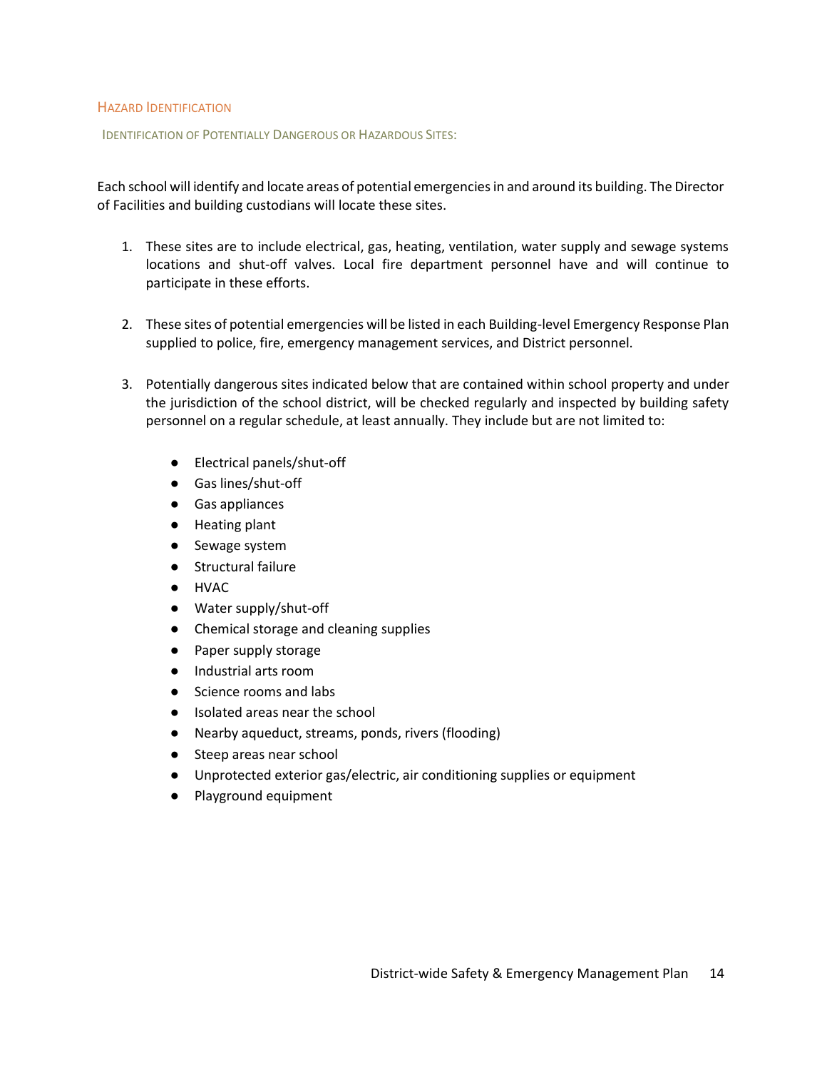## Hazard Identification

### Identification of Potentially Dangerous or Hazardous Sites:

Each school will identify and locate areas of potential emergencies in and around its building. The Director of Facilities and building custodians will locate these sites.

1. These sites are to include electrical, gas, heating, ventilation, water supply and sewage systems locations and shut-off valves. Local fire department personnel have and will continue to participate in these efforts.

2. These sites of potential emergencies will be listed in each Building-level Emergency Response Plan supplied to police, fire, emergency management services, and District personnel.

3. Potentially dangerous sites indicated below that are contained within school property and under the jurisdiction of the school district, will be checked regularly and inspected by building safety personnel on a regular schedule, at least annually. They include but are not limited to:

    - Electrical panels/shut-off
    - Gas lines/shut-off
    - Gas appliances
    - Heating plant
    - Sewage system
    - Structural failure
    - HVAC
    - Water supply/shut-off
    - Chemical storage and cleaning supplies
    - Paper supply storage
    - Industrial arts room
    - Science rooms and labs
    - Isolated areas near the school
    - Nearby aqueduct, streams, ponds, rivers (flooding)
    - Steep areas near school
    - Unprotected exterior gas/electric, air conditioning supplies or equipment
    - Playground equipment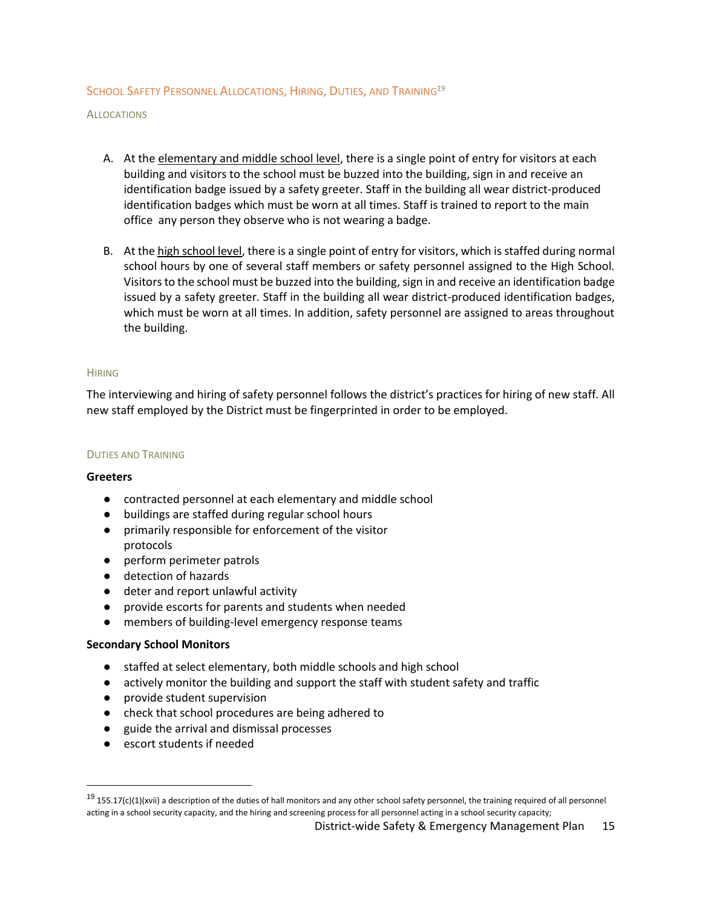## School Safety Personnel Allocations, Hiring, Duties, and Training[19]

### Allocations

A. At the elementary and middle school level, there is a single point of entry for visitors at each building and visitors to the school must be buzzed into the building, sign in and receive an identification badge issued by a safety greeter. Staff in the building all wear district-produced identification badges which must be worn at all times. Staff is trained to report to the main office any person they observe who is not wearing a badge.

B. At the high school level, there is a single point of entry for visitors, which is staffed during normal school hours by one of several staff members or safety personnel assigned to the High School. Visitors to the school must be buzzed into the building, sign in and receive an identification badge issued by a safety greeter. Staff in the building all wear district-produced identification badges, which must be worn at all times. In addition, safety personnel are assigned to areas throughout the building.

### Hiring

The interviewing and hiring of safety personnel follows the district's practices for hiring of new staff. All new staff employed by the District must be fingerprinted in order to be employed.

### Duties and Training

**Greeters**

- contracted personnel at each elementary and middle school
- buildings are staffed during regular school hours
- primarily responsible for enforcement of the visitor protocols
- perform perimeter patrols
- detection of hazards
- deter and report unlawful activity
- provide escorts for parents and students when needed
- members of building-level emergency response teams

**Secondary School Monitors**

- staffed at select elementary, both middle schools and high school
- actively monitor the building and support the staff with student safety and traffic
- provide student supervision
- check that school procedures are being adhered to
- guide the arrival and dismissal processes
- escort students if needed

---

[19] 155.17(c)(1)(xvii) a description of the duties of hall monitors and any other school safety personnel, the training required of all personnel acting in a school security capacity, and the hiring and screening process for all personnel acting in a school security capacity;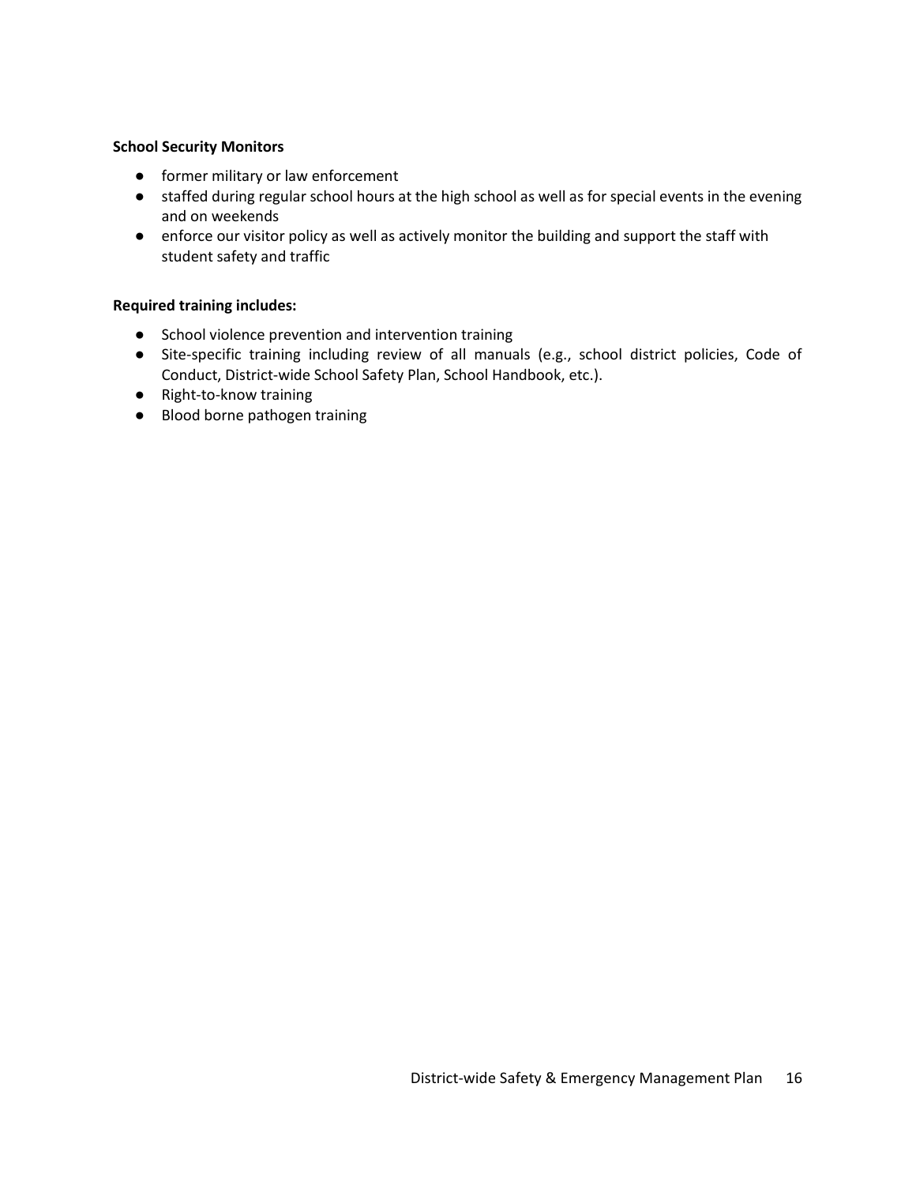**School Security Monitors**

- former military or law enforcement
- staffed during regular school hours at the high school as well as for special events in the evening and on weekends
- enforce our visitor policy as well as actively monitor the building and support the staff with student safety and traffic

**Required training includes:**

- School violence prevention and intervention training
- Site-specific training including review of all manuals (e.g., school district policies, Code of Conduct, District-wide School Safety Plan, School Handbook, etc.).
- Right-to-know training
- Blood borne pathogen training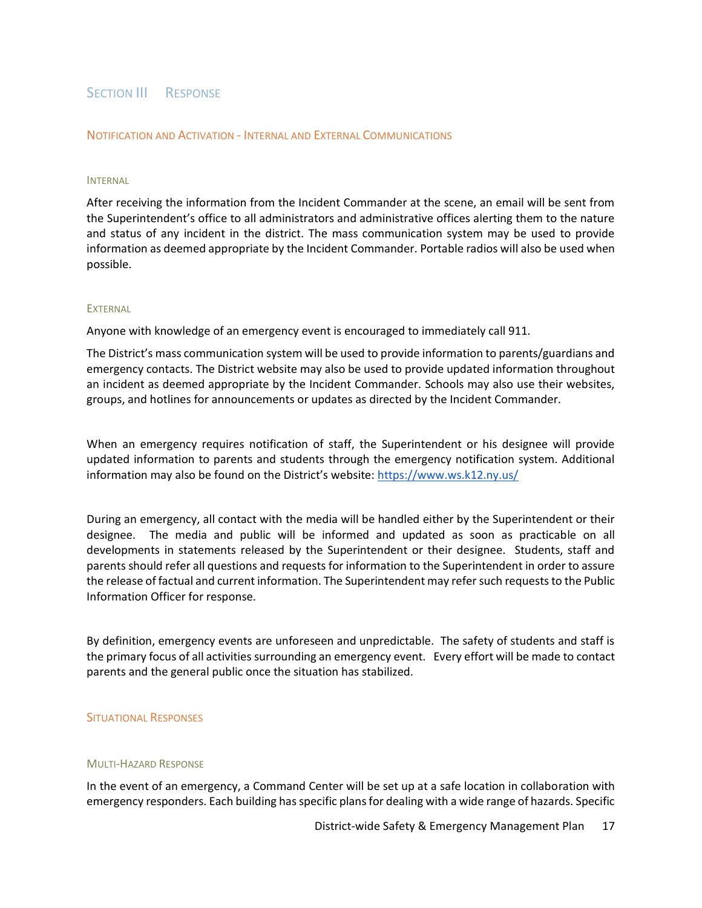# Section III Response

## Notification and Activation - Internal and External Communications

### Internal

After receiving the information from the Incident Commander at the scene, an email will be sent from the Superintendent's office to all administrators and administrative offices alerting them to the nature and status of any incident in the district. The mass communication system may be used to provide information as deemed appropriate by the Incident Commander. Portable radios will also be used when possible.

### External

Anyone with knowledge of an emergency event is encouraged to immediately call 911.

The District's mass communication system will be used to provide information to parents/guardians and emergency contacts. The District website may also be used to provide updated information throughout an incident as deemed appropriate by the Incident Commander. Schools may also use their websites, groups, and hotlines for announcements or updates as directed by the Incident Commander.

When an emergency requires notification of staff, the Superintendent or his designee will provide updated information to parents and students through the emergency notification system. Additional information may also be found on the District's website: [https://www.ws.k12.ny.us/](https://www.ws.k12.ny.us/)

During an emergency, all contact with the media will be handled either by the Superintendent or their designee. The media and public will be informed and updated as soon as practicable on all developments in statements released by the Superintendent or their designee. Students, staff and parents should refer all questions and requests for information to the Superintendent in order to assure the release of factual and current information. The Superintendent may refer such requests to the Public Information Officer for response.

By definition, emergency events are unforeseen and unpredictable. The safety of students and staff is the primary focus of all activities surrounding an emergency event. Every effort will be made to contact parents and the general public once the situation has stabilized.

## Situational Responses

### Multi-Hazard Response

In the event of an emergency, a Command Center will be set up at a safe location in collaboration with emergency responders. Each building has specific plans for dealing with a wide range of hazards. Specific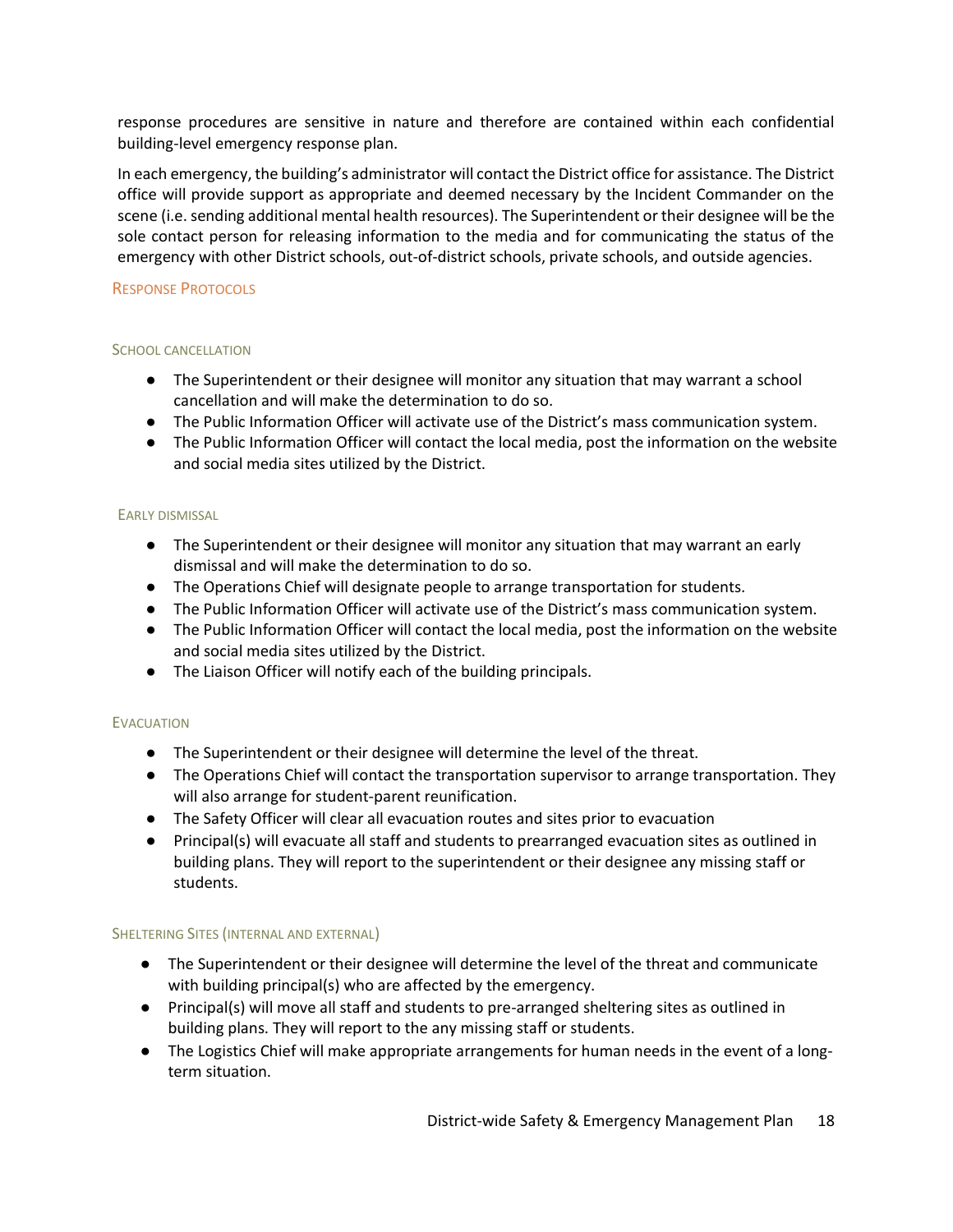response procedures are sensitive in nature and therefore are contained within each confidential building-level emergency response plan.

In each emergency, the building's administrator will contact the District office for assistance. The District office will provide support as appropriate and deemed necessary by the Incident Commander on the scene (i.e. sending additional mental health resources). The Superintendent or their designee will be the sole contact person for releasing information to the media and for communicating the status of the emergency with other District schools, out-of-district schools, private schools, and outside agencies.

## Response Protocols

### School cancellation

- The Superintendent or their designee will monitor any situation that may warrant a school cancellation and will make the determination to do so.
- The Public Information Officer will activate use of the District's mass communication system.
- The Public Information Officer will contact the local media, post the information on the website and social media sites utilized by the District.

### Early dismissal

- The Superintendent or their designee will monitor any situation that may warrant an early dismissal and will make the determination to do so.
- The Operations Chief will designate people to arrange transportation for students.
- The Public Information Officer will activate use of the District's mass communication system.
- The Public Information Officer will contact the local media, post the information on the website and social media sites utilized by the District.
- The Liaison Officer will notify each of the building principals.

### Evacuation

- The Superintendent or their designee will determine the level of the threat.
- The Operations Chief will contact the transportation supervisor to arrange transportation. They will also arrange for student-parent reunification.
- The Safety Officer will clear all evacuation routes and sites prior to evacuation
- Principal(s) will evacuate all staff and students to prearranged evacuation sites as outlined in building plans. They will report to the superintendent or their designee any missing staff or students.

### Sheltering Sites (internal and external)

- The Superintendent or their designee will determine the level of the threat and communicate with building principal(s) who are affected by the emergency.
- Principal(s) will move all staff and students to pre-arranged sheltering sites as outlined in building plans. They will report to the any missing staff or students.
- The Logistics Chief will make appropriate arrangements for human needs in the event of a long-term situation.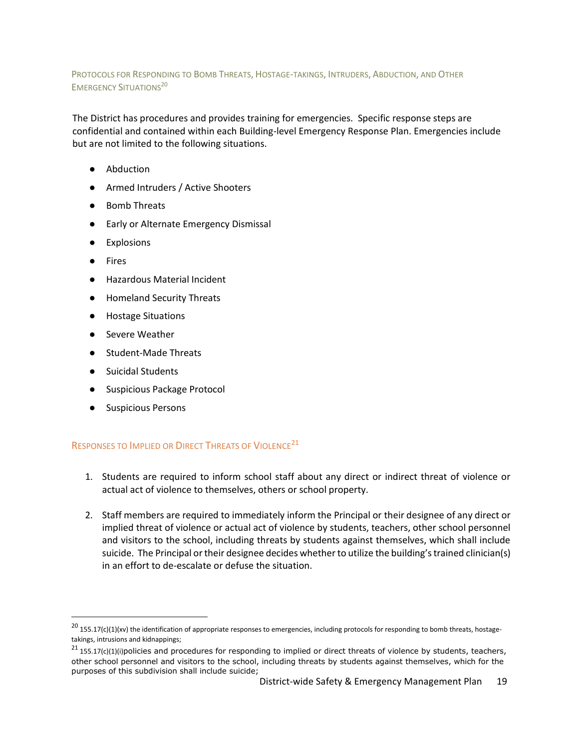### Protocols for Responding to Bomb Threats, Hostage-takings, Intruders, Abduction, and Other Emergency Situations[20]

The District has procedures and provides training for emergencies. Specific response steps are confidential and contained within each Building-level Emergency Response Plan. Emergencies include but are not limited to the following situations.

- Abduction
- Armed Intruders / Active Shooters
- Bomb Threats
- Early or Alternate Emergency Dismissal
- Explosions
- Fires
- Hazardous Material Incident
- Homeland Security Threats
- Hostage Situations
- Severe Weather
- Student-Made Threats
- Suicidal Students
- Suspicious Package Protocol
- Suspicious Persons

### Responses to Implied or Direct Threats of Violence[21]

1. Students are required to inform school staff about any direct or indirect threat of violence or actual act of violence to themselves, others or school property.
2. Staff members are required to immediately inform the Principal or their designee of any direct or implied threat of violence or actual act of violence by students, teachers, other school personnel and visitors to the school, including threats by students against themselves, which shall include suicide. The Principal or their designee decides whether to utilize the building's trained clinician(s) in an effort to de-escalate or defuse the situation.

---

[20] 155.17(c)(1)(xv) the identification of appropriate responses to emergencies, including protocols for responding to bomb threats, hostage-takings, intrusions and kidnappings;

[21] 155.17(c)(1)(i)policies and procedures for responding to implied or direct threats of violence by students, teachers, other school personnel and visitors to the school, including threats by students against themselves, which for the purposes of this subdivision shall include suicide;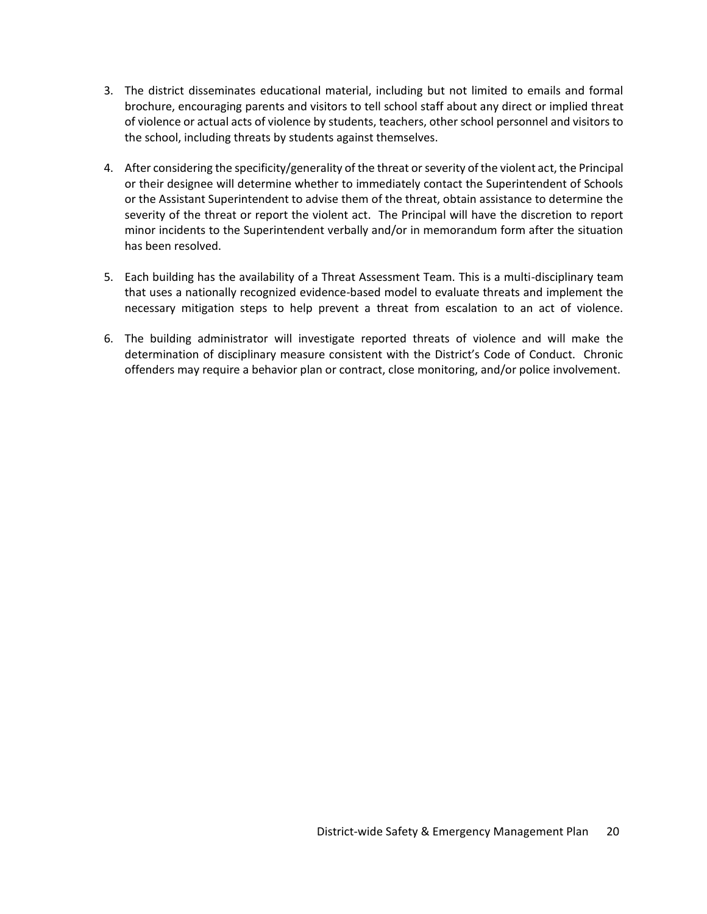3. The district disseminates educational material, including but not limited to emails and formal brochure, encouraging parents and visitors to tell school staff about any direct or implied threat of violence or actual acts of violence by students, teachers, other school personnel and visitors to the school, including threats by students against themselves.

4. After considering the specificity/generality of the threat or severity of the violent act, the Principal or their designee will determine whether to immediately contact the Superintendent of Schools or the Assistant Superintendent to advise them of the threat, obtain assistance to determine the severity of the threat or report the violent act. The Principal will have the discretion to report minor incidents to the Superintendent verbally and/or in memorandum form after the situation has been resolved.

5. Each building has the availability of a Threat Assessment Team. This is a multi-disciplinary team that uses a nationally recognized evidence-based model to evaluate threats and implement the necessary mitigation steps to help prevent a threat from escalation to an act of violence.

6. The building administrator will investigate reported threats of violence and will make the determination of disciplinary measure consistent with the District's Code of Conduct. Chronic offenders may require a behavior plan or contract, close monitoring, and/or police involvement.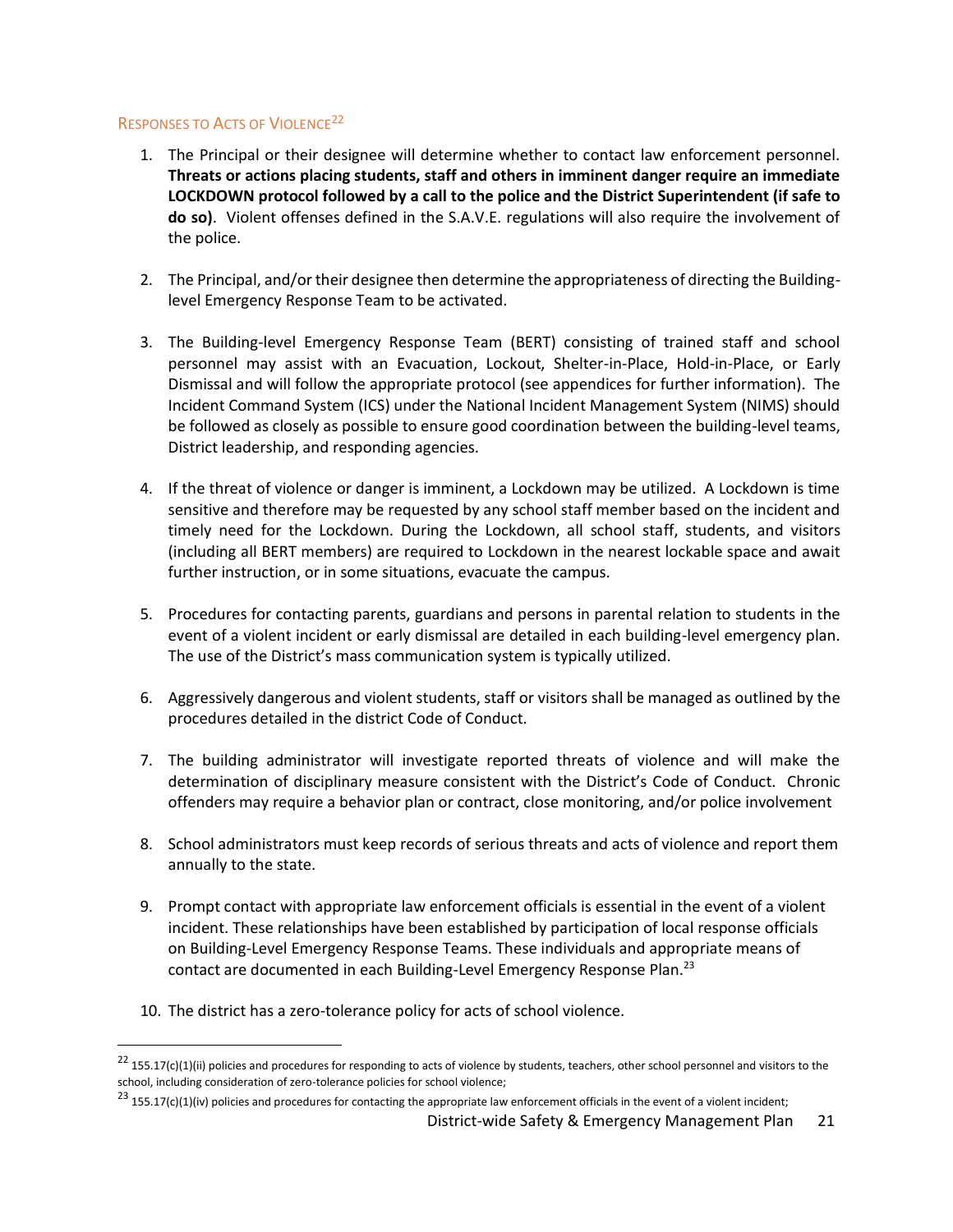## Responses to Acts of Violence[22]

1. The Principal or their designee will determine whether to contact law enforcement personnel. **Threats or actions placing students, staff and others in imminent danger require an immediate LOCKDOWN protocol followed by a call to the police and the District Superintendent (if safe to do so)**. Violent offenses defined in the S.A.V.E. regulations will also require the involvement of the police.

2. The Principal, and/or their designee then determine the appropriateness of directing the Building-level Emergency Response Team to be activated.

3. The Building-level Emergency Response Team (BERT) consisting of trained staff and school personnel may assist with an Evacuation, Lockout, Shelter-in-Place, Hold-in-Place, or Early Dismissal and will follow the appropriate protocol (see appendices for further information). The Incident Command System (ICS) under the National Incident Management System (NIMS) should be followed as closely as possible to ensure good coordination between the building-level teams, District leadership, and responding agencies.

4. If the threat of violence or danger is imminent, a Lockdown may be utilized. A Lockdown is time sensitive and therefore may be requested by any school staff member based on the incident and timely need for the Lockdown. During the Lockdown, all school staff, students, and visitors (including all BERT members) are required to Lockdown in the nearest lockable space and await further instruction, or in some situations, evacuate the campus.

5. Procedures for contacting parents, guardians and persons in parental relation to students in the event of a violent incident or early dismissal are detailed in each building-level emergency plan. The use of the District's mass communication system is typically utilized.

6. Aggressively dangerous and violent students, staff or visitors shall be managed as outlined by the procedures detailed in the district Code of Conduct.

7. The building administrator will investigate reported threats of violence and will make the determination of disciplinary measure consistent with the District's Code of Conduct. Chronic offenders may require a behavior plan or contract, close monitoring, and/or police involvement

8. School administrators must keep records of serious threats and acts of violence and report them annually to the state.

9. Prompt contact with appropriate law enforcement officials is essential in the event of a violent incident. These relationships have been established by participation of local response officials on Building-Level Emergency Response Teams. These individuals and appropriate means of contact are documented in each Building-Level Emergency Response Plan.[23]

10. The district has a zero-tolerance policy for acts of school violence.

---

[22] 155.17(c)(1)(ii) policies and procedures for responding to acts of violence by students, teachers, other school personnel and visitors to the school, including consideration of zero-tolerance policies for school violence;

[23] 155.17(c)(1)(iv) policies and procedures for contacting the appropriate law enforcement officials in the event of a violent incident;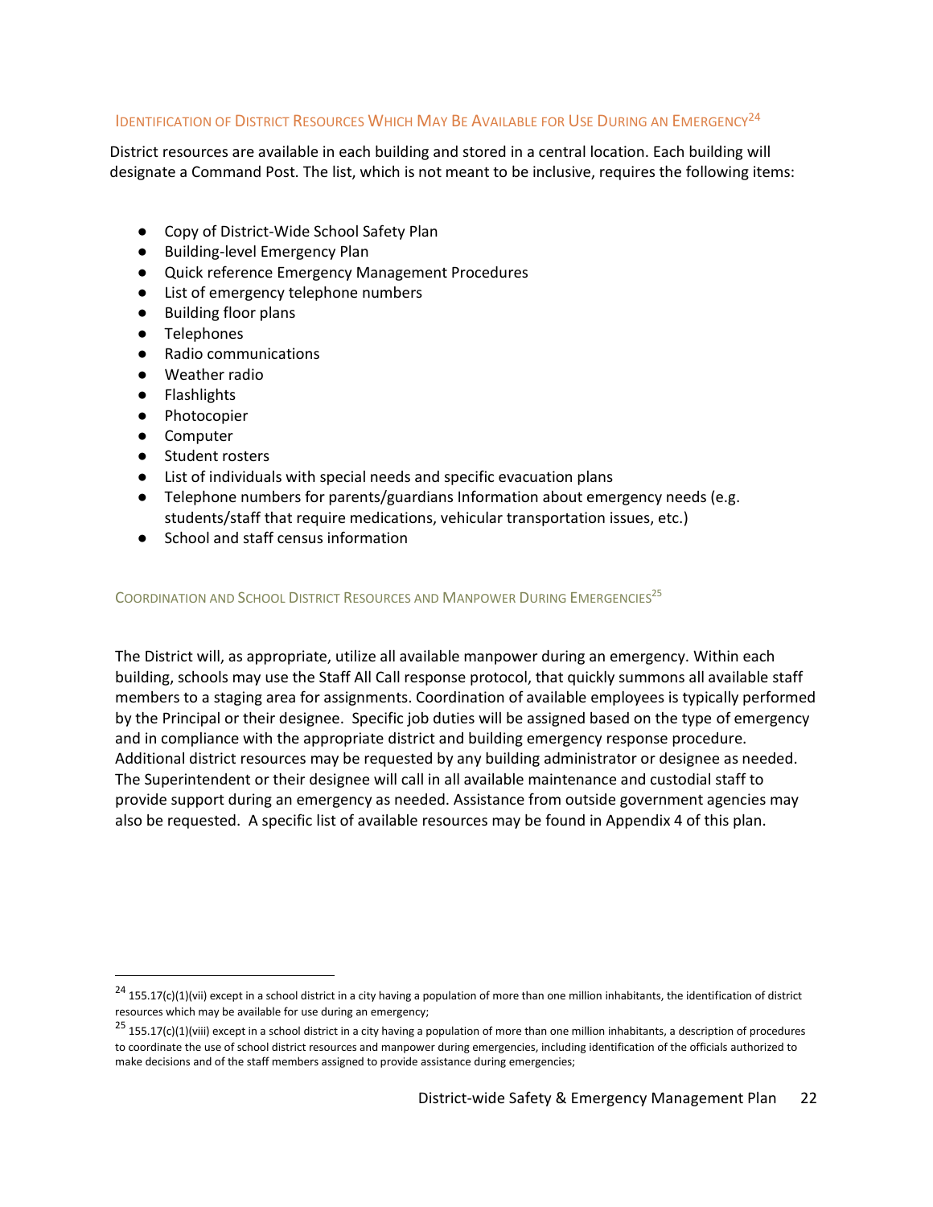## Identification of District Resources Which May Be Available for Use During an Emergency[24]

District resources are available in each building and stored in a central location. Each building will designate a Command Post. The list, which is not meant to be inclusive, requires the following items:

- Copy of District-Wide School Safety Plan
- Building-level Emergency Plan
- Quick reference Emergency Management Procedures
- List of emergency telephone numbers
- Building floor plans
- Telephones
- Radio communications
- Weather radio
- Flashlights
- Photocopier
- Computer
- Student rosters
- List of individuals with special needs and specific evacuation plans
- Telephone numbers for parents/guardians Information about emergency needs (e.g. students/staff that require medications, vehicular transportation issues, etc.)
- School and staff census information

## Coordination and School District Resources and Manpower During Emergencies[25]

The District will, as appropriate, utilize all available manpower during an emergency. Within each building, schools may use the Staff All Call response protocol, that quickly summons all available staff members to a staging area for assignments. Coordination of available employees is typically performed by the Principal or their designee. Specific job duties will be assigned based on the type of emergency and in compliance with the appropriate district and building emergency response procedure. Additional district resources may be requested by any building administrator or designee as needed. The Superintendent or their designee will call in all available maintenance and custodial staff to provide support during an emergency as needed. Assistance from outside government agencies may also be requested. A specific list of available resources may be found in Appendix 4 of this plan.

---

[24] 155.17(c)(1)(vii) except in a school district in a city having a population of more than one million inhabitants, the identification of district resources which may be available for use during an emergency;

[25] 155.17(c)(1)(viii) except in a school district in a city having a population of more than one million inhabitants, a description of procedures to coordinate the use of school district resources and manpower during emergencies, including identification of the officials authorized to make decisions and of the staff members assigned to provide assistance during emergencies;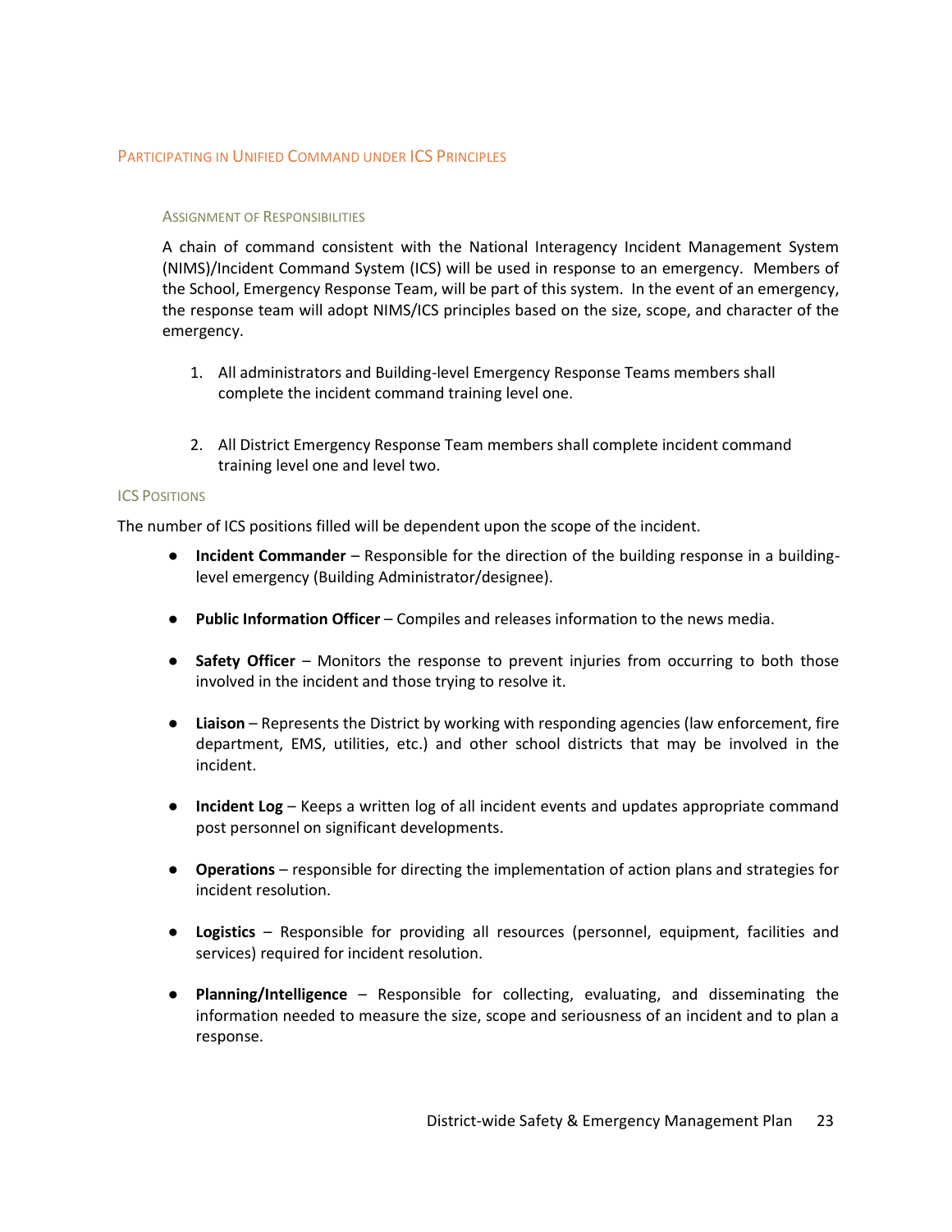## Participating in Unified Command under ICS Principles

### Assignment of Responsibilities

A chain of command consistent with the National Interagency Incident Management System (NIMS)/Incident Command System (ICS) will be used in response to an emergency. Members of the School, Emergency Response Team, will be part of this system. In the event of an emergency, the response team will adopt NIMS/ICS principles based on the size, scope, and character of the emergency.

1. All administrators and Building-level Emergency Response Teams members shall complete the incident command training level one.

2. All District Emergency Response Team members shall complete incident command training level one and level two.

### ICS Positions

The number of ICS positions filled will be dependent upon the scope of the incident.

- **Incident Commander** – Responsible for the direction of the building response in a building-level emergency (Building Administrator/designee).

- **Public Information Officer** – Compiles and releases information to the news media.

- **Safety Officer** – Monitors the response to prevent injuries from occurring to both those involved in the incident and those trying to resolve it.

- **Liaison** – Represents the District by working with responding agencies (law enforcement, fire department, EMS, utilities, etc.) and other school districts that may be involved in the incident.

- **Incident Log** – Keeps a written log of all incident events and updates appropriate command post personnel on significant developments.

- **Operations** – responsible for directing the implementation of action plans and strategies for incident resolution.

- **Logistics** – Responsible for providing all resources (personnel, equipment, facilities and services) required for incident resolution.

- **Planning/Intelligence** – Responsible for collecting, evaluating, and disseminating the information needed to measure the size, scope and seriousness of an incident and to plan a response.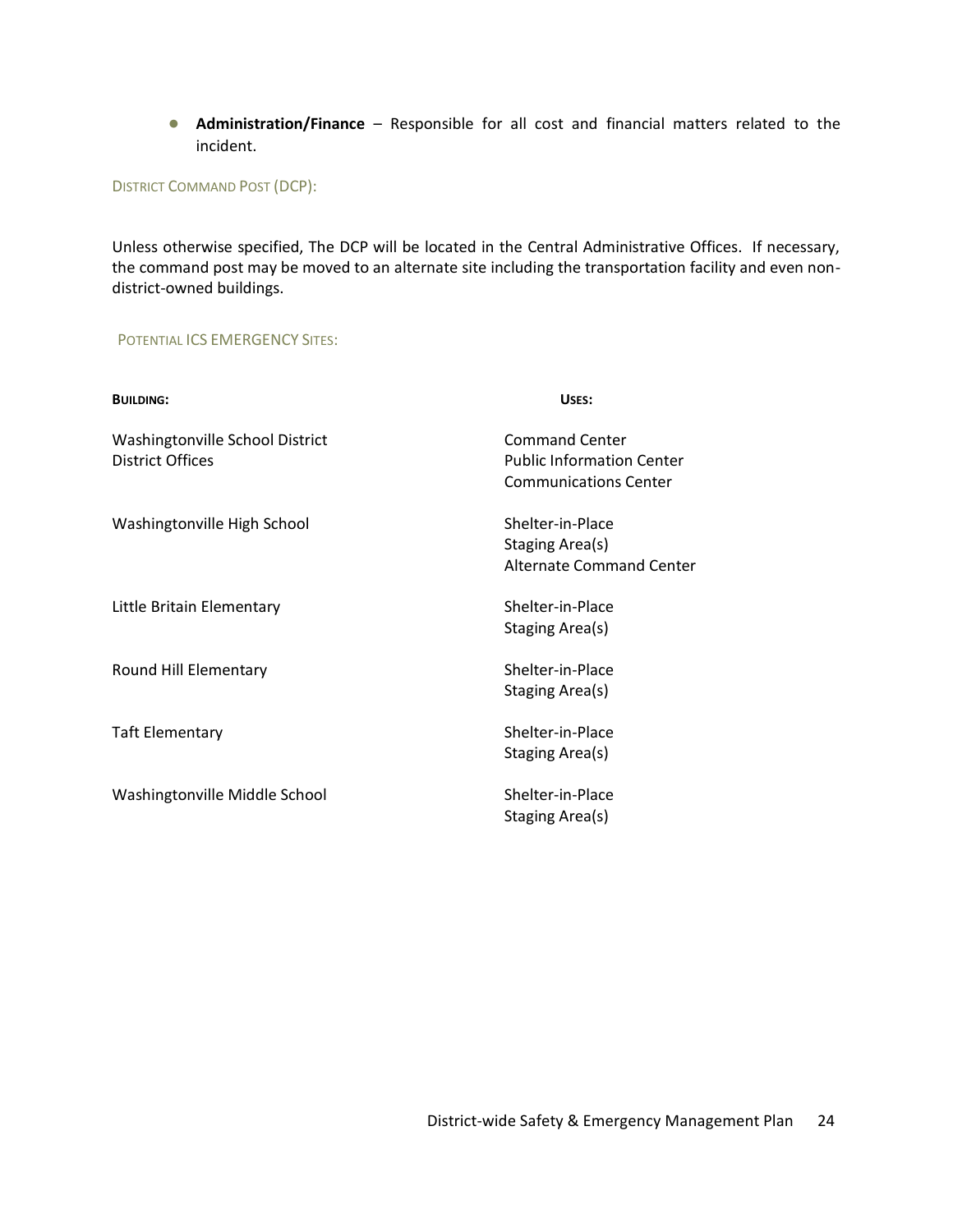- **Administration/Finance** – Responsible for all cost and financial matters related to the incident.

### DISTRICT COMMAND POST (DCP):

Unless otherwise specified, The DCP will be located in the Central Administrative Offices. If necessary, the command post may be moved to an alternate site including the transportation facility and even non-district-owned buildings.

### POTENTIAL ICS EMERGENCY SITES:

| **BUILDING:** | **USES:** |
| --- | --- |
| Washingtonville School District District Offices | Command Center<br>Public Information Center<br>Communications Center |
| Washingtonville High School | Shelter-in-Place<br>Staging Area(s)<br>Alternate Command Center |
| Little Britain Elementary | Shelter-in-Place<br>Staging Area(s) |
| Round Hill Elementary | Shelter-in-Place<br>Staging Area(s) |
| Taft Elementary | Shelter-in-Place<br>Staging Area(s) |
| Washingtonville Middle School | Shelter-in-Place<br>Staging Area(s) |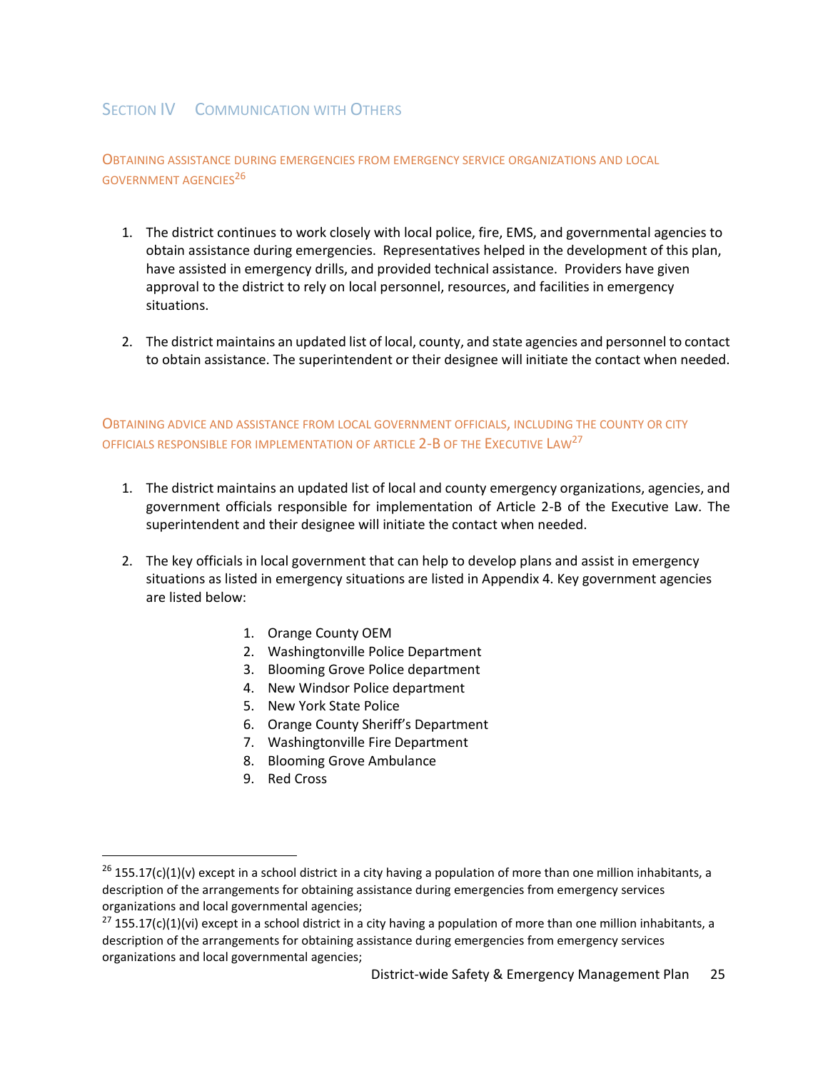## Section IV Communication with Others

### Obtaining assistance during emergencies from emergency service organizations and local government agencies[26]

1. The district continues to work closely with local police, fire, EMS, and governmental agencies to obtain assistance during emergencies. Representatives helped in the development of this plan, have assisted in emergency drills, and provided technical assistance. Providers have given approval to the district to rely on local personnel, resources, and facilities in emergency situations.

2. The district maintains an updated list of local, county, and state agencies and personnel to contact to obtain assistance. The superintendent or their designee will initiate the contact when needed.

### Obtaining advice and assistance from local government officials, including the county or city officials responsible for implementation of Article 2-B of the Executive Law[27]

1. The district maintains an updated list of local and county emergency organizations, agencies, and government officials responsible for implementation of Article 2-B of the Executive Law. The superintendent and their designee will initiate the contact when needed.

2. The key officials in local government that can help to develop plans and assist in emergency situations as listed in emergency situations are listed in Appendix 4. Key government agencies are listed below:

   1. Orange County OEM
   2. Washingtonville Police Department
   3. Blooming Grove Police department
   4. New Windsor Police department
   5. New York State Police
   6. Orange County Sheriff's Department
   7. Washingtonville Fire Department
   8. Blooming Grove Ambulance
   9. Red Cross

---

[26] 155.17(c)(1)(v) except in a school district in a city having a population of more than one million inhabitants, a description of the arrangements for obtaining assistance during emergencies from emergency services organizations and local governmental agencies;

[27] 155.17(c)(1)(vi) except in a school district in a city having a population of more than one million inhabitants, a description of the arrangements for obtaining assistance during emergencies from emergency services organizations and local governmental agencies;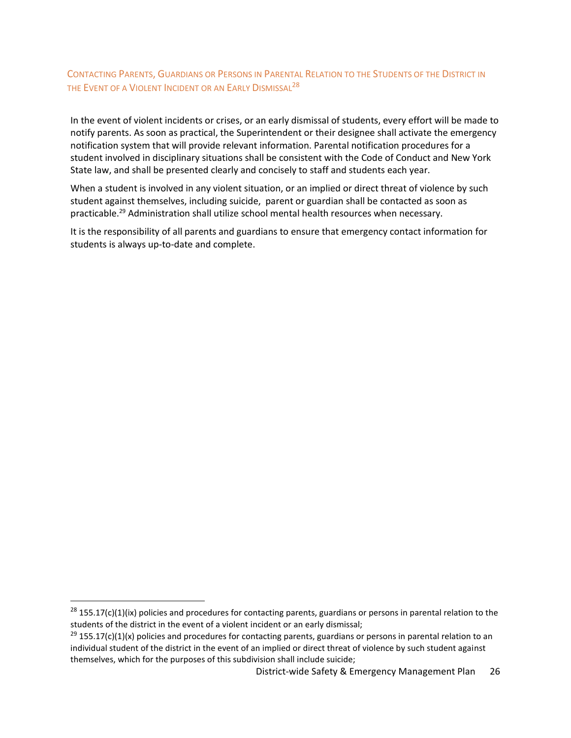## Contacting Parents, Guardians or Persons in Parental Relation to the Students of the District in the Event of a Violent Incident or an Early Dismissal[28]

In the event of violent incidents or crises, or an early dismissal of students, every effort will be made to notify parents. As soon as practical, the Superintendent or their designee shall activate the emergency notification system that will provide relevant information. Parental notification procedures for a student involved in disciplinary situations shall be consistent with the Code of Conduct and New York State law, and shall be presented clearly and concisely to staff and students each year.

When a student is involved in any violent situation, or an implied or direct threat of violence by such student against themselves, including suicide, parent or guardian shall be contacted as soon as practicable.[29] Administration shall utilize school mental health resources when necessary.

It is the responsibility of all parents and guardians to ensure that emergency contact information for students is always up-to-date and complete.

---

[28] 155.17(c)(1)(ix) policies and procedures for contacting parents, guardians or persons in parental relation to the students of the district in the event of a violent incident or an early dismissal;

[29] 155.17(c)(1)(x) policies and procedures for contacting parents, guardians or persons in parental relation to an individual student of the district in the event of an implied or direct threat of violence by such student against themselves, which for the purposes of this subdivision shall include suicide;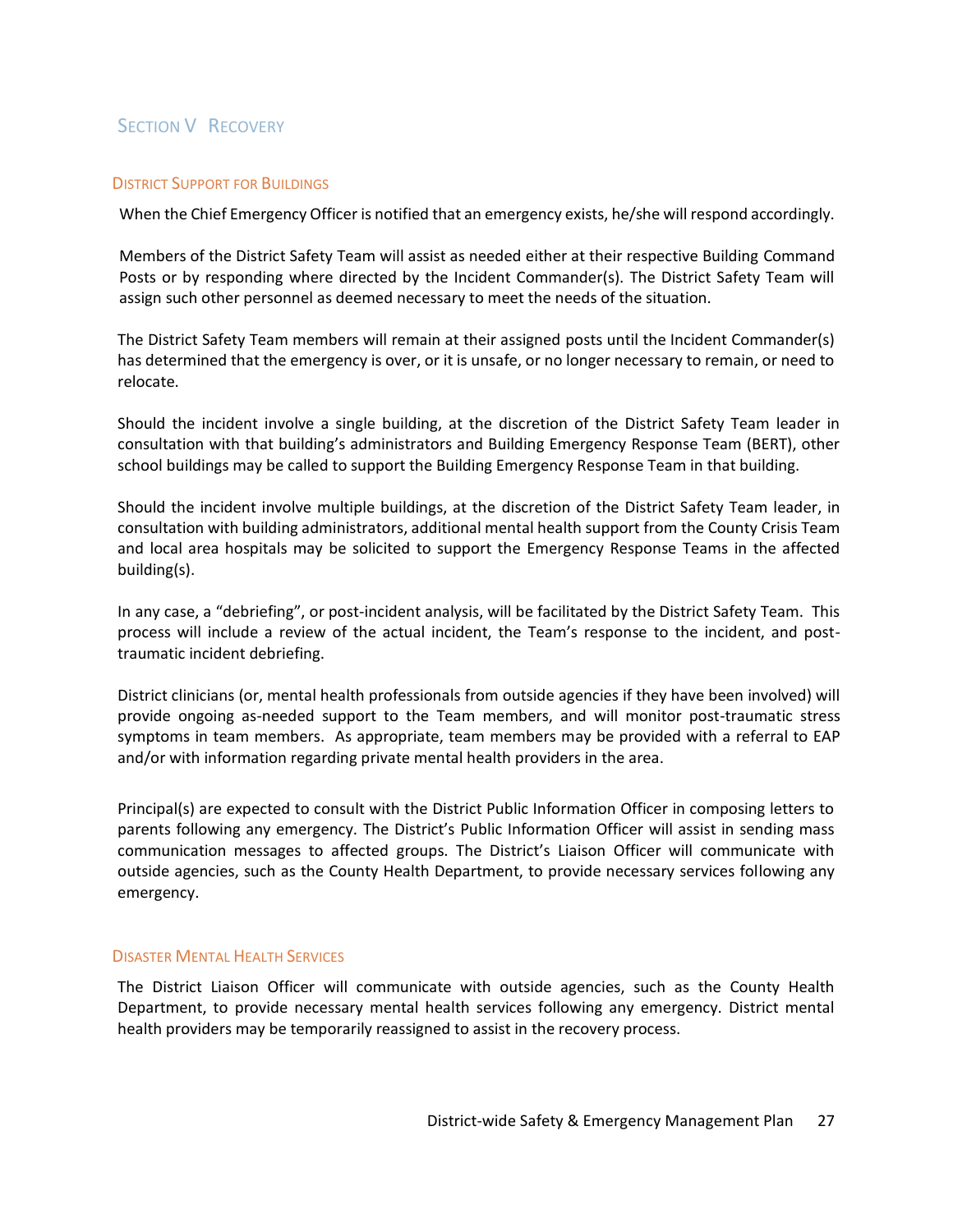## Section V Recovery

### District Support for Buildings

When the Chief Emergency Officer is notified that an emergency exists, he/she will respond accordingly.

Members of the District Safety Team will assist as needed either at their respective Building Command Posts or by responding where directed by the Incident Commander(s). The District Safety Team will assign such other personnel as deemed necessary to meet the needs of the situation.

The District Safety Team members will remain at their assigned posts until the Incident Commander(s) has determined that the emergency is over, or it is unsafe, or no longer necessary to remain, or need to relocate.

Should the incident involve a single building, at the discretion of the District Safety Team leader in consultation with that building's administrators and Building Emergency Response Team (BERT), other school buildings may be called to support the Building Emergency Response Team in that building.

Should the incident involve multiple buildings, at the discretion of the District Safety Team leader, in consultation with building administrators, additional mental health support from the County Crisis Team and local area hospitals may be solicited to support the Emergency Response Teams in the affected building(s).

In any case, a "debriefing", or post-incident analysis, will be facilitated by the District Safety Team. This process will include a review of the actual incident, the Team's response to the incident, and post-traumatic incident debriefing.

District clinicians (or, mental health professionals from outside agencies if they have been involved) will provide ongoing as-needed support to the Team members, and will monitor post-traumatic stress symptoms in team members. As appropriate, team members may be provided with a referral to EAP and/or with information regarding private mental health providers in the area.

Principal(s) are expected to consult with the District Public Information Officer in composing letters to parents following any emergency. The District's Public Information Officer will assist in sending mass communication messages to affected groups. The District's Liaison Officer will communicate with outside agencies, such as the County Health Department, to provide necessary services following any emergency.

### Disaster Mental Health Services

The District Liaison Officer will communicate with outside agencies, such as the County Health Department, to provide necessary mental health services following any emergency. District mental health providers may be temporarily reassigned to assist in the recovery process.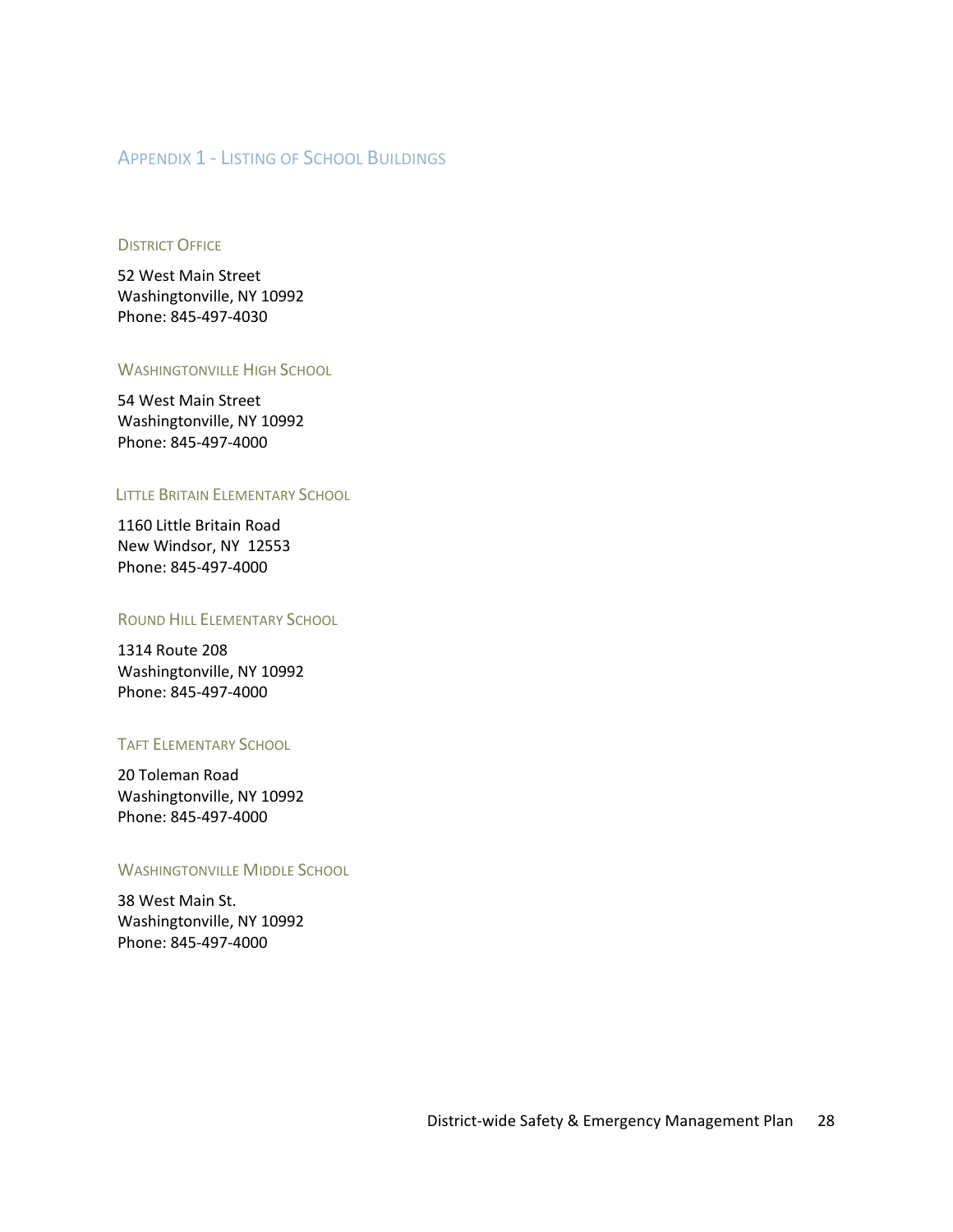## Appendix 1 - Listing of School Buildings

### District Office

52 West Main Street
Washingtonville, NY 10992
Phone: 845-497-4030

### Washingtonville High School

54 West Main Street
Washingtonville, NY 10992
Phone: 845-497-4000

### Little Britain Elementary School

1160 Little Britain Road
New Windsor, NY 12553
Phone: 845-497-4000

### Round Hill Elementary School

1314 Route 208
Washingtonville, NY 10992
Phone: 845-497-4000

### Taft Elementary School

20 Toleman Road
Washingtonville, NY 10992
Phone: 845-497-4000

### Washingtonville Middle School

38 West Main St.
Washingtonville, NY 10992
Phone: 845-497-4000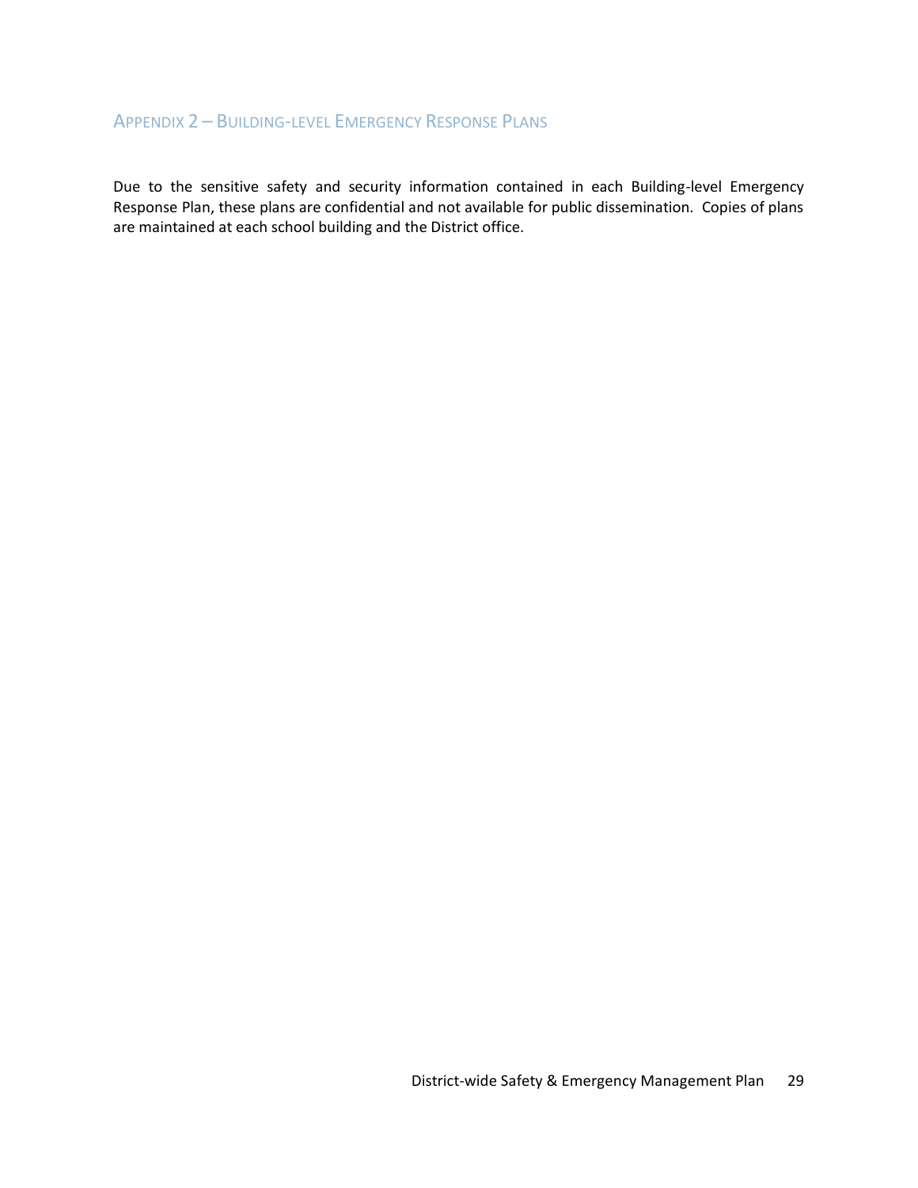## Appendix 2 – Building-level Emergency Response Plans

Due to the sensitive safety and security information contained in each Building-level Emergency Response Plan, these plans are confidential and not available for public dissemination. Copies of plans are maintained at each school building and the District office.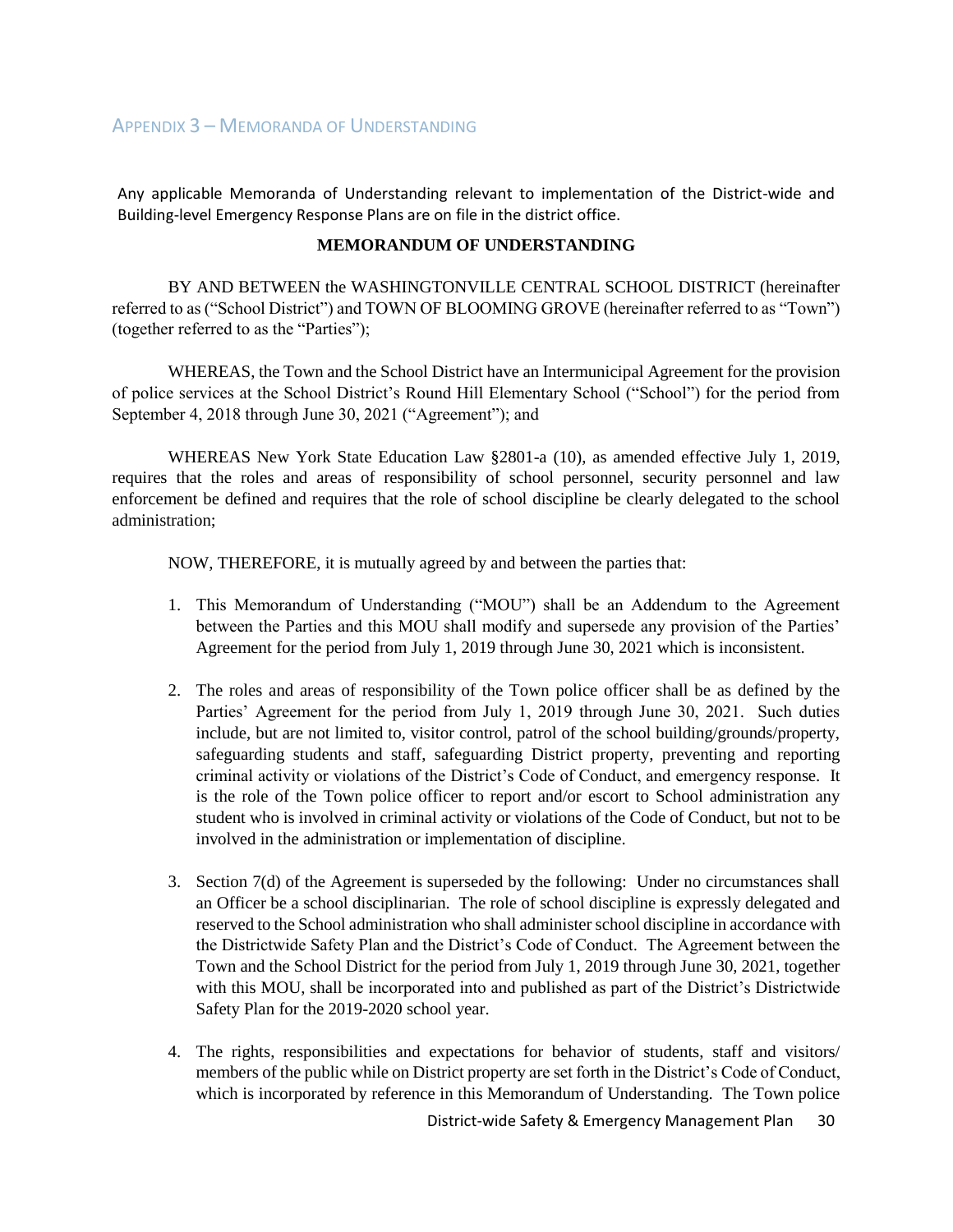## Appendix 3 – Memoranda of Understanding

Any applicable Memoranda of Understanding relevant to implementation of the District-wide and Building-level Emergency Response Plans are on file in the district office.

**MEMORANDUM OF UNDERSTANDING**

BY AND BETWEEN the WASHINGTONVILLE CENTRAL SCHOOL DISTRICT (hereinafter referred to as ("School District") and TOWN OF BLOOMING GROVE (hereinafter referred to as "Town") (together referred to as the "Parties");

WHEREAS, the Town and the School District have an Intermunicipal Agreement for the provision of police services at the School District's Round Hill Elementary School ("School") for the period from September 4, 2018 through June 30, 2021 ("Agreement"); and

WHEREAS New York State Education Law §2801-a (10), as amended effective July 1, 2019, requires that the roles and areas of responsibility of school personnel, security personnel and law enforcement be defined and requires that the role of school discipline be clearly delegated to the school administration;

NOW, THEREFORE, it is mutually agreed by and between the parties that:

1. This Memorandum of Understanding ("MOU") shall be an Addendum to the Agreement between the Parties and this MOU shall modify and supersede any provision of the Parties' Agreement for the period from July 1, 2019 through June 30, 2021 which is inconsistent.

2. The roles and areas of responsibility of the Town police officer shall be as defined by the Parties' Agreement for the period from July 1, 2019 through June 30, 2021. Such duties include, but are not limited to, visitor control, patrol of the school building/grounds/property, safeguarding students and staff, safeguarding District property, preventing and reporting criminal activity or violations of the District's Code of Conduct, and emergency response. It is the role of the Town police officer to report and/or escort to School administration any student who is involved in criminal activity or violations of the Code of Conduct, but not to be involved in the administration or implementation of discipline.

3. Section 7(d) of the Agreement is superseded by the following: Under no circumstances shall an Officer be a school disciplinarian. The role of school discipline is expressly delegated and reserved to the School administration who shall administer school discipline in accordance with the Districtwide Safety Plan and the District's Code of Conduct. The Agreement between the Town and the School District for the period from July 1, 2019 through June 30, 2021, together with this MOU, shall be incorporated into and published as part of the District's Districtwide Safety Plan for the 2019-2020 school year.

4. The rights, responsibilities and expectations for behavior of students, staff and visitors/ members of the public while on District property are set forth in the District's Code of Conduct, which is incorporated by reference in this Memorandum of Understanding. The Town police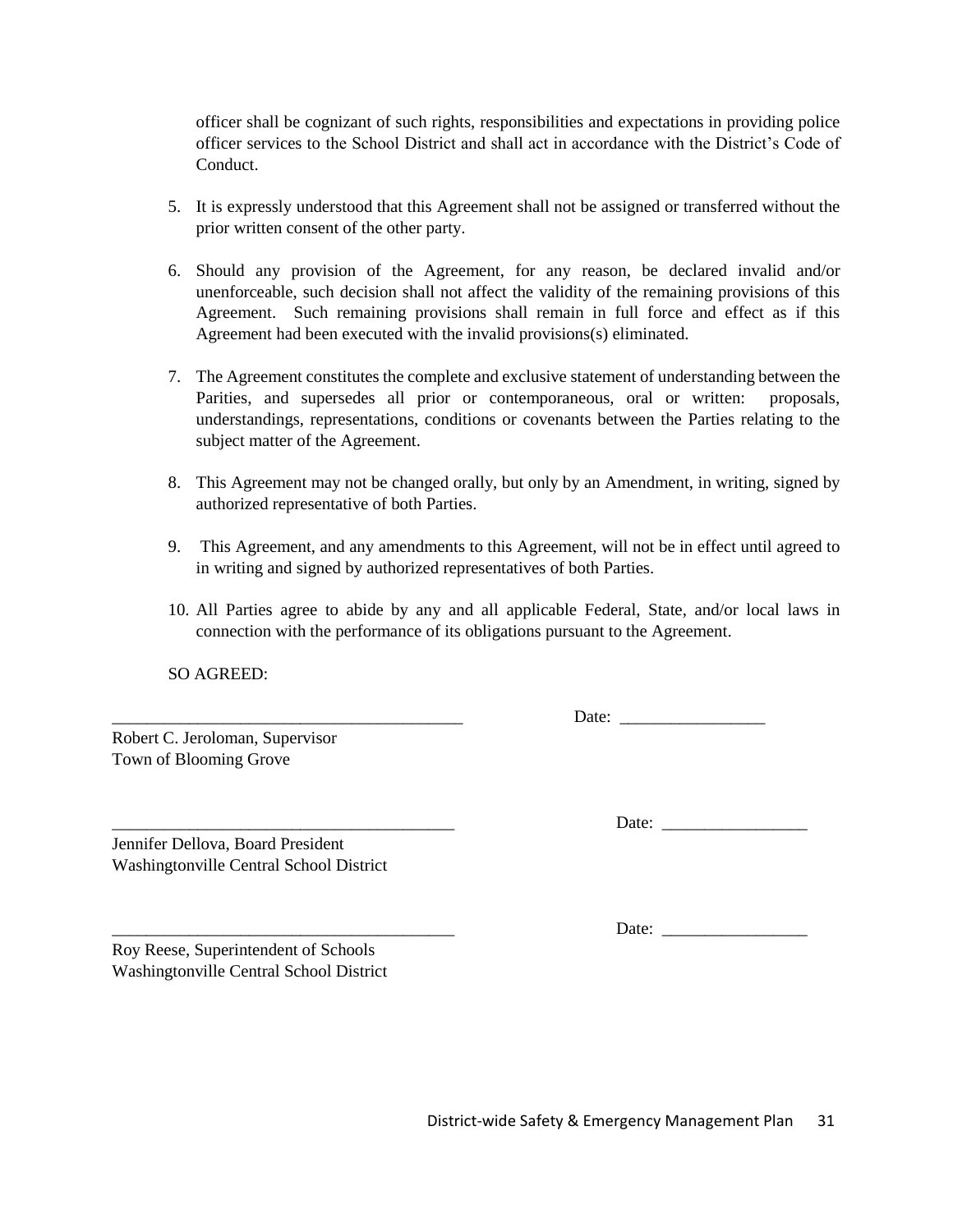officer shall be cognizant of such rights, responsibilities and expectations in providing police officer services to the School District and shall act in accordance with the District's Code of Conduct.

5. It is expressly understood that this Agreement shall not be assigned or transferred without the prior written consent of the other party.

6. Should any provision of the Agreement, for any reason, be declared invalid and/or unenforceable, such decision shall not affect the validity of the remaining provisions of this Agreement. Such remaining provisions shall remain in full force and effect as if this Agreement had been executed with the invalid provisions(s) eliminated.

7. The Agreement constitutes the complete and exclusive statement of understanding between the Parities, and supersedes all prior or contemporaneous, oral or written: proposals, understandings, representations, conditions or covenants between the Parties relating to the subject matter of the Agreement.

8. This Agreement may not be changed orally, but only by an Amendment, in writing, signed by authorized representative of both Parties.

9. This Agreement, and any amendments to this Agreement, will not be in effect until agreed to in writing and signed by authorized representatives of both Parties.

10. All Parties agree to abide by any and all applicable Federal, State, and/or local laws in connection with the performance of its obligations pursuant to the Agreement.

SO AGREED:

_________________________________________ Date: _________________

Robert C. Jeroloman, Supervisor
Town of Blooming Grove

_________________________________________ Date: _________________

Jennifer Dellova, Board President
Washingtonville Central School District

_________________________________________ Date: _________________

Roy Reese, Superintendent of Schools
Washingtonville Central School District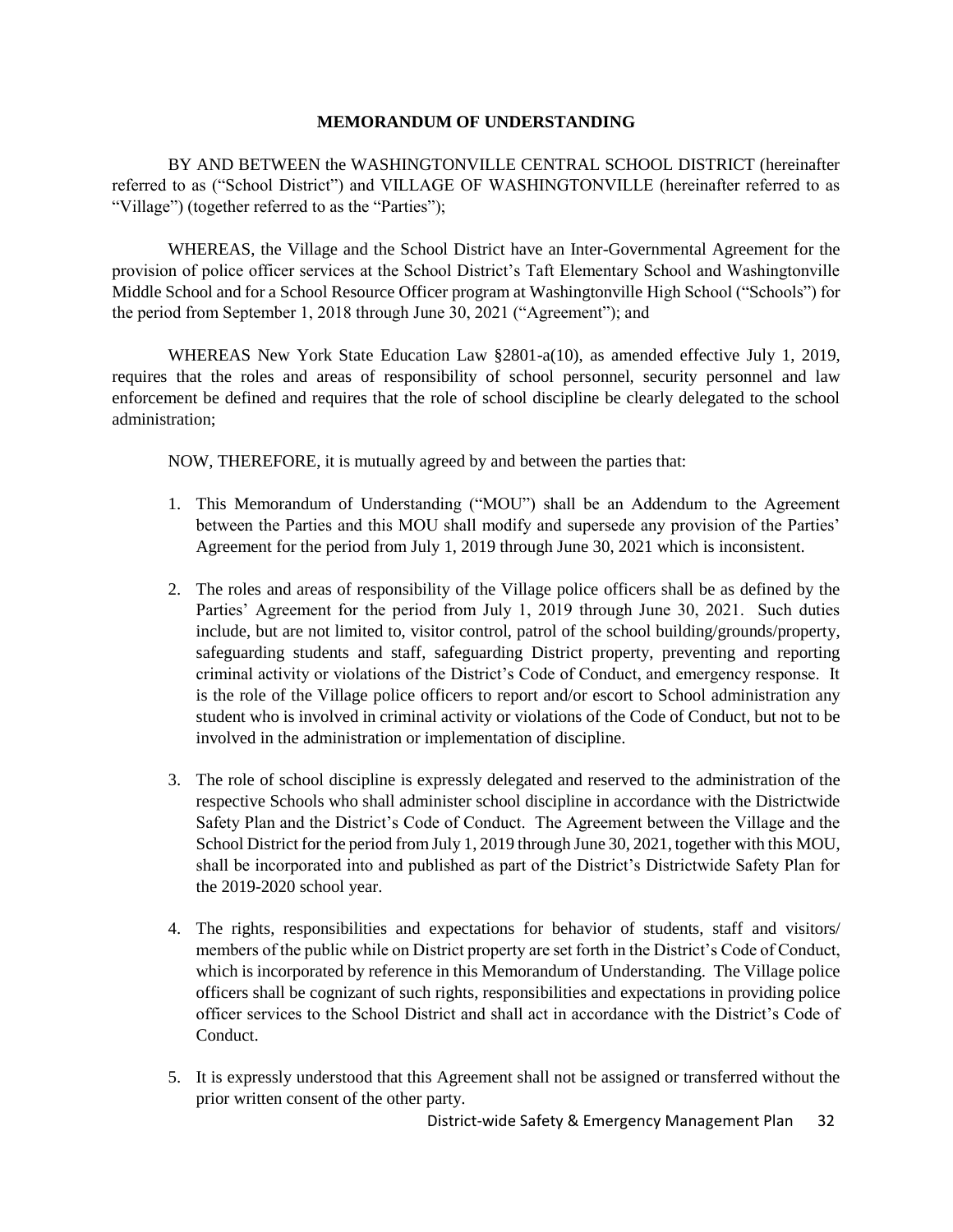**MEMORANDUM OF UNDERSTANDING**

BY AND BETWEEN the WASHINGTONVILLE CENTRAL SCHOOL DISTRICT (hereinafter referred to as ("School District") and VILLAGE OF WASHINGTONVILLE (hereinafter referred to as "Village") (together referred to as the "Parties");

WHEREAS, the Village and the School District have an Inter-Governmental Agreement for the provision of police officer services at the School District's Taft Elementary School and Washingtonville Middle School and for a School Resource Officer program at Washingtonville High School ("Schools") for the period from September 1, 2018 through June 30, 2021 ("Agreement"); and

WHEREAS New York State Education Law §2801-a(10), as amended effective July 1, 2019, requires that the roles and areas of responsibility of school personnel, security personnel and law enforcement be defined and requires that the role of school discipline be clearly delegated to the school administration;

NOW, THEREFORE, it is mutually agreed by and between the parties that:

1. This Memorandum of Understanding ("MOU") shall be an Addendum to the Agreement between the Parties and this MOU shall modify and supersede any provision of the Parties' Agreement for the period from July 1, 2019 through June 30, 2021 which is inconsistent.

2. The roles and areas of responsibility of the Village police officers shall be as defined by the Parties' Agreement for the period from July 1, 2019 through June 30, 2021. Such duties include, but are not limited to, visitor control, patrol of the school building/grounds/property, safeguarding students and staff, safeguarding District property, preventing and reporting criminal activity or violations of the District's Code of Conduct, and emergency response. It is the role of the Village police officers to report and/or escort to School administration any student who is involved in criminal activity or violations of the Code of Conduct, but not to be involved in the administration or implementation of discipline.

3. The role of school discipline is expressly delegated and reserved to the administration of the respective Schools who shall administer school discipline in accordance with the Districtwide Safety Plan and the District's Code of Conduct. The Agreement between the Village and the School District for the period from July 1, 2019 through June 30, 2021, together with this MOU, shall be incorporated into and published as part of the District's Districtwide Safety Plan for the 2019-2020 school year.

4. The rights, responsibilities and expectations for behavior of students, staff and visitors/ members of the public while on District property are set forth in the District's Code of Conduct, which is incorporated by reference in this Memorandum of Understanding. The Village police officers shall be cognizant of such rights, responsibilities and expectations in providing police officer services to the School District and shall act in accordance with the District's Code of Conduct.

5. It is expressly understood that this Agreement shall not be assigned or transferred without the prior written consent of the other party.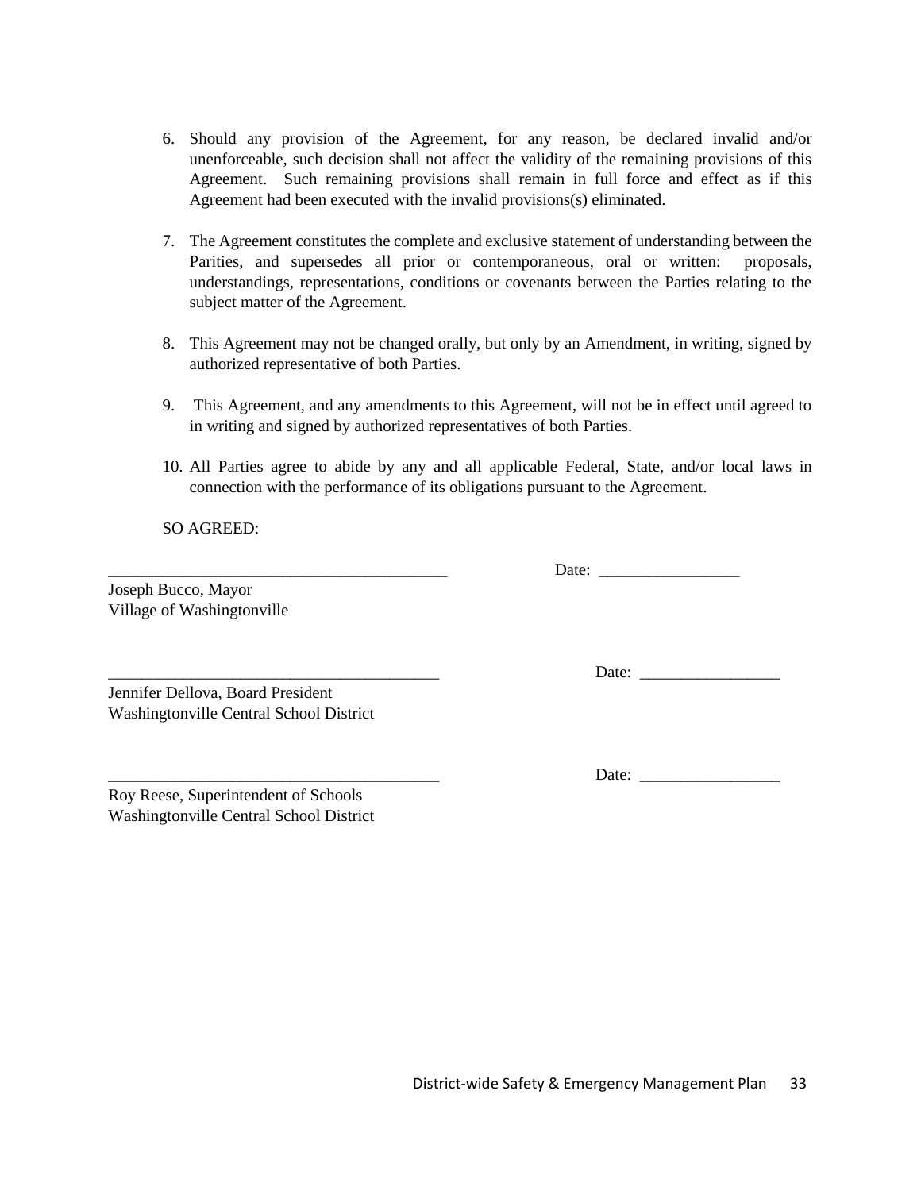6. Should any provision of the Agreement, for any reason, be declared invalid and/or unenforceable, such decision shall not affect the validity of the remaining provisions of this Agreement. Such remaining provisions shall remain in full force and effect as if this Agreement had been executed with the invalid provisions(s) eliminated.

7. The Agreement constitutes the complete and exclusive statement of understanding between the Parities, and supersedes all prior or contemporaneous, oral or written: proposals, understandings, representations, conditions or covenants between the Parties relating to the subject matter of the Agreement.

8. This Agreement may not be changed orally, but only by an Amendment, in writing, signed by authorized representative of both Parties.

9. This Agreement, and any amendments to this Agreement, will not be in effect until agreed to in writing and signed by authorized representatives of both Parties.

10. All Parties agree to abide by any and all applicable Federal, State, and/or local laws in connection with the performance of its obligations pursuant to the Agreement.

SO AGREED:

_________________________________________ Date: _________________

Joseph Bucco, Mayor
Village of Washingtonville

_________________________________________ Date: _________________

Jennifer Dellova, Board President
Washingtonville Central School District

_________________________________________ Date: _________________

Roy Reese, Superintendent of Schools
Washingtonville Central School District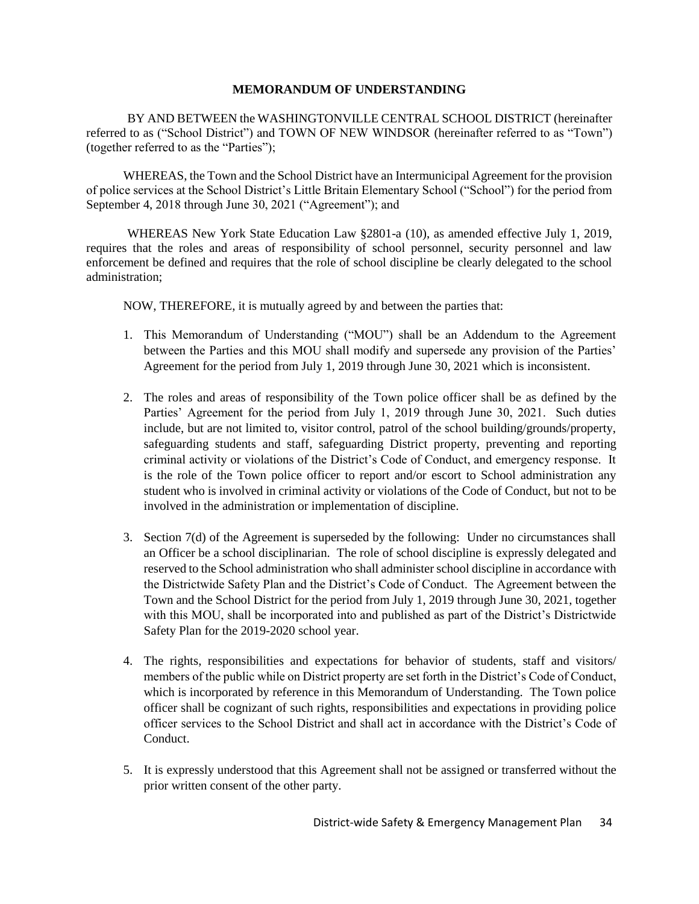# MEMORANDUM OF UNDERSTANDING

BY AND BETWEEN the WASHINGTONVILLE CENTRAL SCHOOL DISTRICT (hereinafter referred to as ("School District") and TOWN OF NEW WINDSOR (hereinafter referred to as "Town") (together referred to as the "Parties");

WHEREAS, the Town and the School District have an Intermunicipal Agreement for the provision of police services at the School District's Little Britain Elementary School ("School") for the period from September 4, 2018 through June 30, 2021 ("Agreement"); and

WHEREAS New York State Education Law §2801-a (10), as amended effective July 1, 2019, requires that the roles and areas of responsibility of school personnel, security personnel and law enforcement be defined and requires that the role of school discipline be clearly delegated to the school administration;

NOW, THEREFORE, it is mutually agreed by and between the parties that:

1. This Memorandum of Understanding ("MOU") shall be an Addendum to the Agreement between the Parties and this MOU shall modify and supersede any provision of the Parties' Agreement for the period from July 1, 2019 through June 30, 2021 which is inconsistent.
2. The roles and areas of responsibility of the Town police officer shall be as defined by the Parties' Agreement for the period from July 1, 2019 through June 30, 2021. Such duties include, but are not limited to, visitor control, patrol of the school building/grounds/property, safeguarding students and staff, safeguarding District property, preventing and reporting criminal activity or violations of the District's Code of Conduct, and emergency response. It is the role of the Town police officer to report and/or escort to School administration any student who is involved in criminal activity or violations of the Code of Conduct, but not to be involved in the administration or implementation of discipline.
3. Section 7(d) of the Agreement is superseded by the following: Under no circumstances shall an Officer be a school disciplinarian. The role of school discipline is expressly delegated and reserved to the School administration who shall administer school discipline in accordance with the Districtwide Safety Plan and the District's Code of Conduct. The Agreement between the Town and the School District for the period from July 1, 2019 through June 30, 2021, together with this MOU, shall be incorporated into and published as part of the District's Districtwide Safety Plan for the 2019-2020 school year.
4. The rights, responsibilities and expectations for behavior of students, staff and visitors/ members of the public while on District property are set forth in the District's Code of Conduct, which is incorporated by reference in this Memorandum of Understanding. The Town police officer shall be cognizant of such rights, responsibilities and expectations in providing police officer services to the School District and shall act in accordance with the District's Code of Conduct.
5. It is expressly understood that this Agreement shall not be assigned or transferred without the prior written consent of the other party.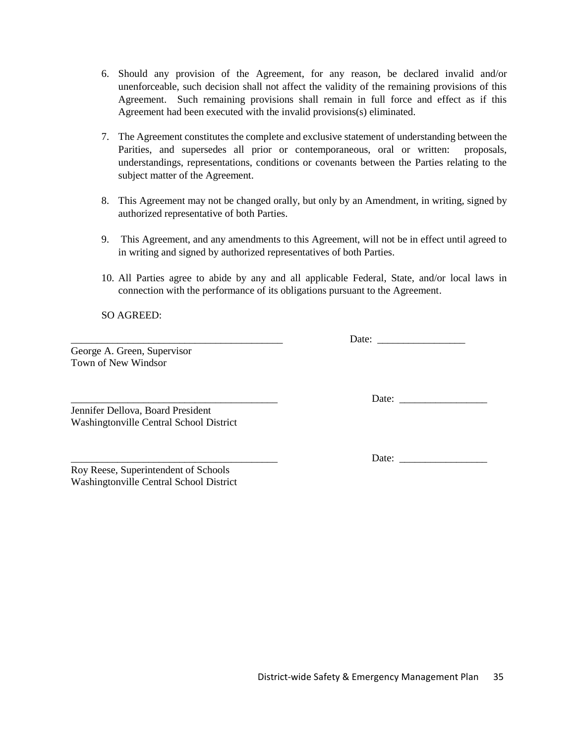6. Should any provision of the Agreement, for any reason, be declared invalid and/or unenforceable, such decision shall not affect the validity of the remaining provisions of this Agreement. Such remaining provisions shall remain in full force and effect as if this Agreement had been executed with the invalid provisions(s) eliminated.

7. The Agreement constitutes the complete and exclusive statement of understanding between the Parities, and supersedes all prior or contemporaneous, oral or written: proposals, understandings, representations, conditions or covenants between the Parties relating to the subject matter of the Agreement.

8. This Agreement may not be changed orally, but only by an Amendment, in writing, signed by authorized representative of both Parties.

9. This Agreement, and any amendments to this Agreement, will not be in effect until agreed to in writing and signed by authorized representatives of both Parties.

10. All Parties agree to abide by any and all applicable Federal, State, and/or local laws in connection with the performance of its obligations pursuant to the Agreement.

SO AGREED:

___________________________________________ Date: _________________

George A. Green, Supervisor
Town of New Windsor

_________________________________________ Date: _________________

Jennifer Dellova, Board President
Washingtonville Central School District

_________________________________________ Date: _________________

Roy Reese, Superintendent of Schools
Washingtonville Central School District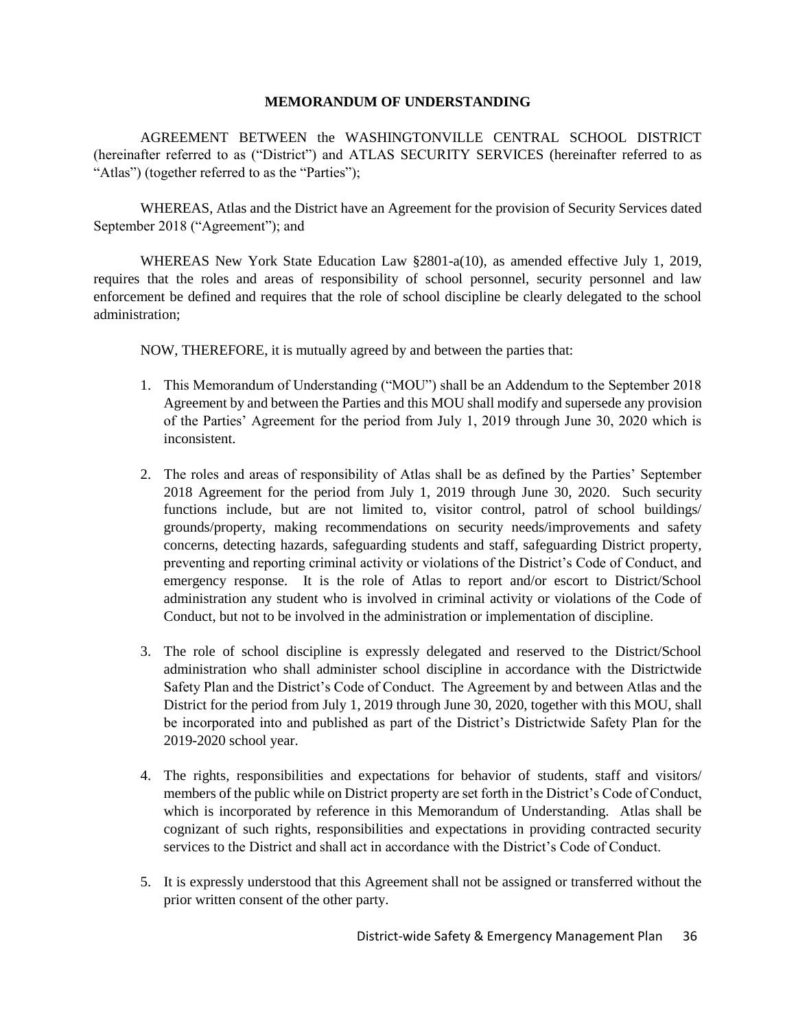# MEMORANDUM OF UNDERSTANDING

AGREEMENT BETWEEN the WASHINGTONVILLE CENTRAL SCHOOL DISTRICT (hereinafter referred to as ("District") and ATLAS SECURITY SERVICES (hereinafter referred to as "Atlas") (together referred to as the "Parties");

WHEREAS, Atlas and the District have an Agreement for the provision of Security Services dated September 2018 ("Agreement"); and

WHEREAS New York State Education Law §2801-a(10), as amended effective July 1, 2019, requires that the roles and areas of responsibility of school personnel, security personnel and law enforcement be defined and requires that the role of school discipline be clearly delegated to the school administration;

NOW, THEREFORE, it is mutually agreed by and between the parties that:

1. This Memorandum of Understanding ("MOU") shall be an Addendum to the September 2018 Agreement by and between the Parties and this MOU shall modify and supersede any provision of the Parties' Agreement for the period from July 1, 2019 through June 30, 2020 which is inconsistent.

2. The roles and areas of responsibility of Atlas shall be as defined by the Parties' September 2018 Agreement for the period from July 1, 2019 through June 30, 2020. Such security functions include, but are not limited to, visitor control, patrol of school buildings/ grounds/property, making recommendations on security needs/improvements and safety concerns, detecting hazards, safeguarding students and staff, safeguarding District property, preventing and reporting criminal activity or violations of the District's Code of Conduct, and emergency response. It is the role of Atlas to report and/or escort to District/School administration any student who is involved in criminal activity or violations of the Code of Conduct, but not to be involved in the administration or implementation of discipline.

3. The role of school discipline is expressly delegated and reserved to the District/School administration who shall administer school discipline in accordance with the Districtwide Safety Plan and the District's Code of Conduct. The Agreement by and between Atlas and the District for the period from July 1, 2019 through June 30, 2020, together with this MOU, shall be incorporated into and published as part of the District's Districtwide Safety Plan for the 2019-2020 school year.

4. The rights, responsibilities and expectations for behavior of students, staff and visitors/ members of the public while on District property are set forth in the District's Code of Conduct, which is incorporated by reference in this Memorandum of Understanding. Atlas shall be cognizant of such rights, responsibilities and expectations in providing contracted security services to the District and shall act in accordance with the District's Code of Conduct.

5. It is expressly understood that this Agreement shall not be assigned or transferred without the prior written consent of the other party.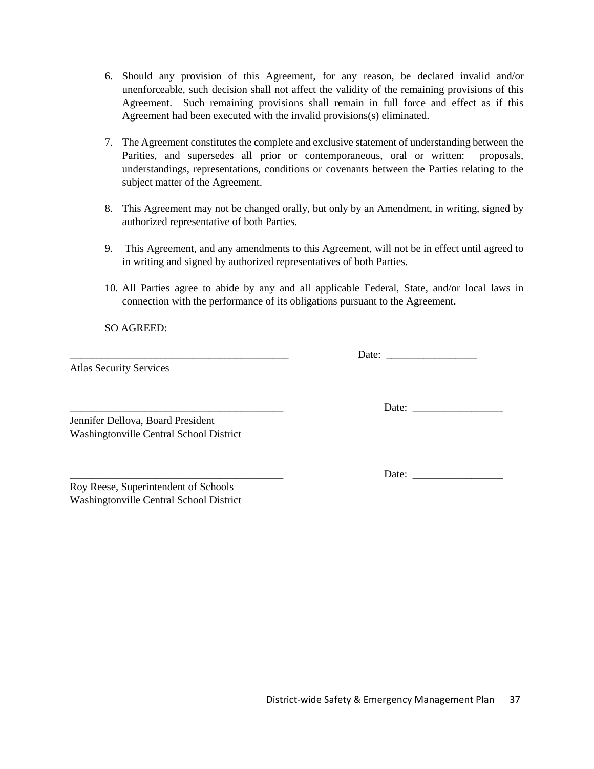6. Should any provision of this Agreement, for any reason, be declared invalid and/or unenforceable, such decision shall not affect the validity of the remaining provisions of this Agreement. Such remaining provisions shall remain in full force and effect as if this Agreement had been executed with the invalid provisions(s) eliminated.

7. The Agreement constitutes the complete and exclusive statement of understanding between the Parities, and supersedes all prior or contemporaneous, oral or written: proposals, understandings, representations, conditions or covenants between the Parties relating to the subject matter of the Agreement.

8. This Agreement may not be changed orally, but only by an Amendment, in writing, signed by authorized representative of both Parties.

9. This Agreement, and any amendments to this Agreement, will not be in effect until agreed to in writing and signed by authorized representatives of both Parties.

10. All Parties agree to abide by any and all applicable Federal, State, and/or local laws in connection with the performance of its obligations pursuant to the Agreement.

SO AGREED:

_________________________________________ Date: _________________

Atlas Security Services

_________________________________________ Date: _________________

Jennifer Dellova, Board President
Washingtonville Central School District

_________________________________________ Date: _________________

Roy Reese, Superintendent of Schools
Washingtonville Central School District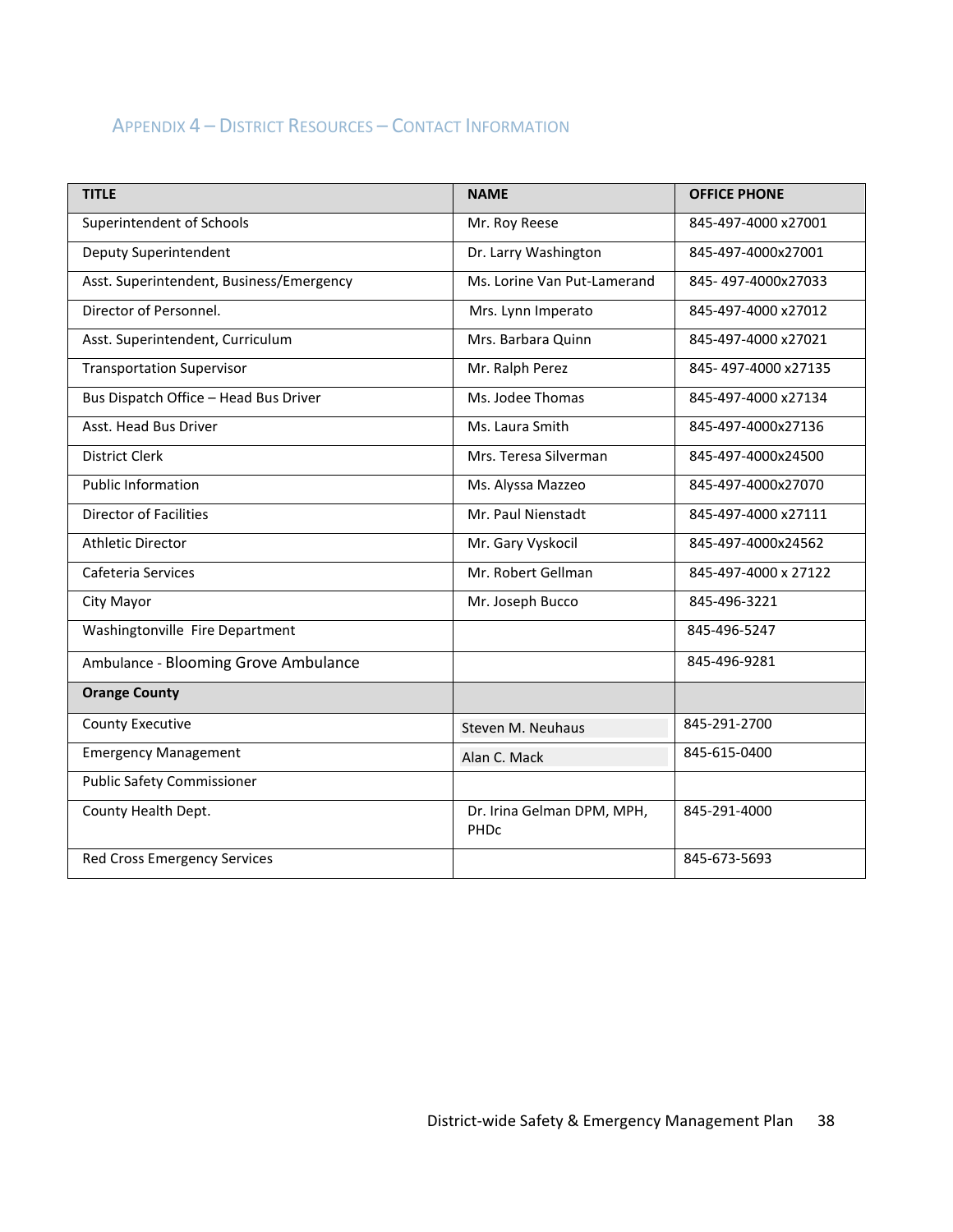## Appendix 4 – District Resources – Contact Information

| TITLE | NAME | OFFICE PHONE |
|---|---|---|
| Superintendent of Schools | Mr. Roy Reese | 845-497-4000 x27001 |
| Deputy Superintendent | Dr. Larry Washington | 845-497-4000x27001 |
| Asst. Superintendent, Business/Emergency | Ms. Lorine Van Put-Lamerand | 845- 497-4000x27033 |
| Director of Personnel. | Mrs. Lynn Imperato | 845-497-4000 x27012 |
| Asst. Superintendent, Curriculum | Mrs. Barbara Quinn | 845-497-4000 x27021 |
| Transportation Supervisor | Mr. Ralph Perez | 845- 497-4000 x27135 |
| Bus Dispatch Office – Head Bus Driver | Ms. Jodee Thomas | 845-497-4000 x27134 |
| Asst. Head Bus Driver | Ms. Laura Smith | 845-497-4000x27136 |
| District Clerk | Mrs. Teresa Silverman | 845-497-4000x24500 |
| Public Information | Ms. Alyssa Mazzeo | 845-497-4000x27070 |
| Director of Facilities | Mr. Paul Nienstadt | 845-497-4000 x27111 |
| Athletic Director | Mr. Gary Vyskocil | 845-497-4000x24562 |
| Cafeteria Services | Mr. Robert Gellman | 845-497-4000 x 27122 |
| City Mayor | Mr. Joseph Bucco | 845-496-3221 |
| Washingtonville Fire Department | | 845-496-5247 |
| Ambulance - Blooming Grove Ambulance | | 845-496-9281 |
| **Orange County** | | |
| County Executive | Steven M. Neuhaus | 845-291-2700 |
| Emergency Management | Alan C. Mack | 845-615-0400 |
| Public Safety Commissioner | | |
| County Health Dept. | Dr. Irina Gelman DPM, MPH, PHDc | 845-291-4000 |
| Red Cross Emergency Services | | 845-673-5693 |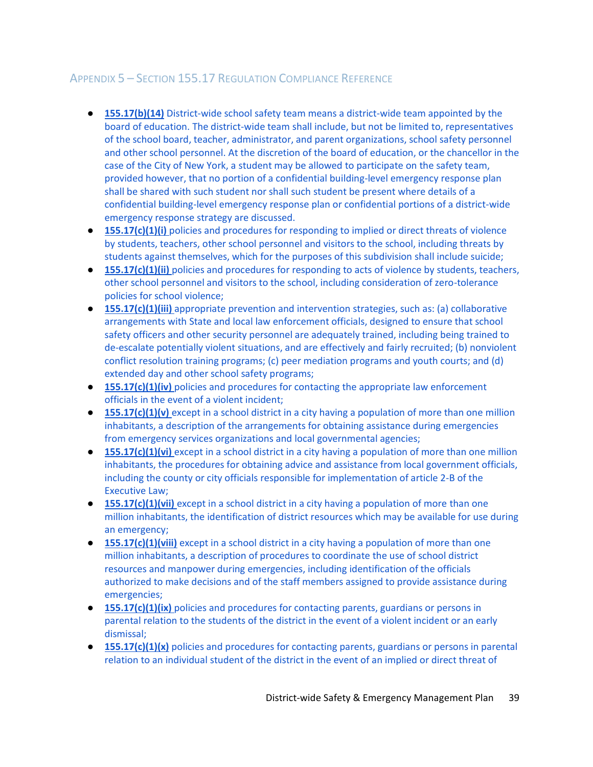## Appendix 5 – Section 155.17 Regulation Compliance Reference

- **155.17(b)(14)** District-wide school safety team means a district-wide team appointed by the board of education. The district-wide team shall include, but not be limited to, representatives of the school board, teacher, administrator, and parent organizations, school safety personnel and other school personnel. At the discretion of the board of education, or the chancellor in the case of the City of New York, a student may be allowed to participate on the safety team, provided however, that no portion of a confidential building-level emergency response plan shall be shared with such student nor shall such student be present where details of a confidential building-level emergency response plan or confidential portions of a district-wide emergency response strategy are discussed.
- **155.17(c)(1)(i)** policies and procedures for responding to implied or direct threats of violence by students, teachers, other school personnel and visitors to the school, including threats by students against themselves, which for the purposes of this subdivision shall include suicide;
- **155.17(c)(1)(ii)** policies and procedures for responding to acts of violence by students, teachers, other school personnel and visitors to the school, including consideration of zero-tolerance policies for school violence;
- **155.17(c)(1)(iii)** appropriate prevention and intervention strategies, such as: (a) collaborative arrangements with State and local law enforcement officials, designed to ensure that school safety officers and other security personnel are adequately trained, including being trained to de-escalate potentially violent situations, and are effectively and fairly recruited; (b) nonviolent conflict resolution training programs; (c) peer mediation programs and youth courts; and (d) extended day and other school safety programs;
- **155.17(c)(1)(iv)** policies and procedures for contacting the appropriate law enforcement officials in the event of a violent incident;
- **155.17(c)(1)(v)** except in a school district in a city having a population of more than one million inhabitants, a description of the arrangements for obtaining assistance during emergencies from emergency services organizations and local governmental agencies;
- **155.17(c)(1)(vi)** except in a school district in a city having a population of more than one million inhabitants, the procedures for obtaining advice and assistance from local government officials, including the county or city officials responsible for implementation of article 2-B of the Executive Law;
- **155.17(c)(1)(vii)** except in a school district in a city having a population of more than one million inhabitants, the identification of district resources which may be available for use during an emergency;
- **155.17(c)(1)(viii)** except in a school district in a city having a population of more than one million inhabitants, a description of procedures to coordinate the use of school district resources and manpower during emergencies, including identification of the officials authorized to make decisions and of the staff members assigned to provide assistance during emergencies;
- **155.17(c)(1)(ix)** policies and procedures for contacting parents, guardians or persons in parental relation to the students of the district in the event of a violent incident or an early dismissal;
- **155.17(c)(1)(x)** policies and procedures for contacting parents, guardians or persons in parental relation to an individual student of the district in the event of an implied or direct threat of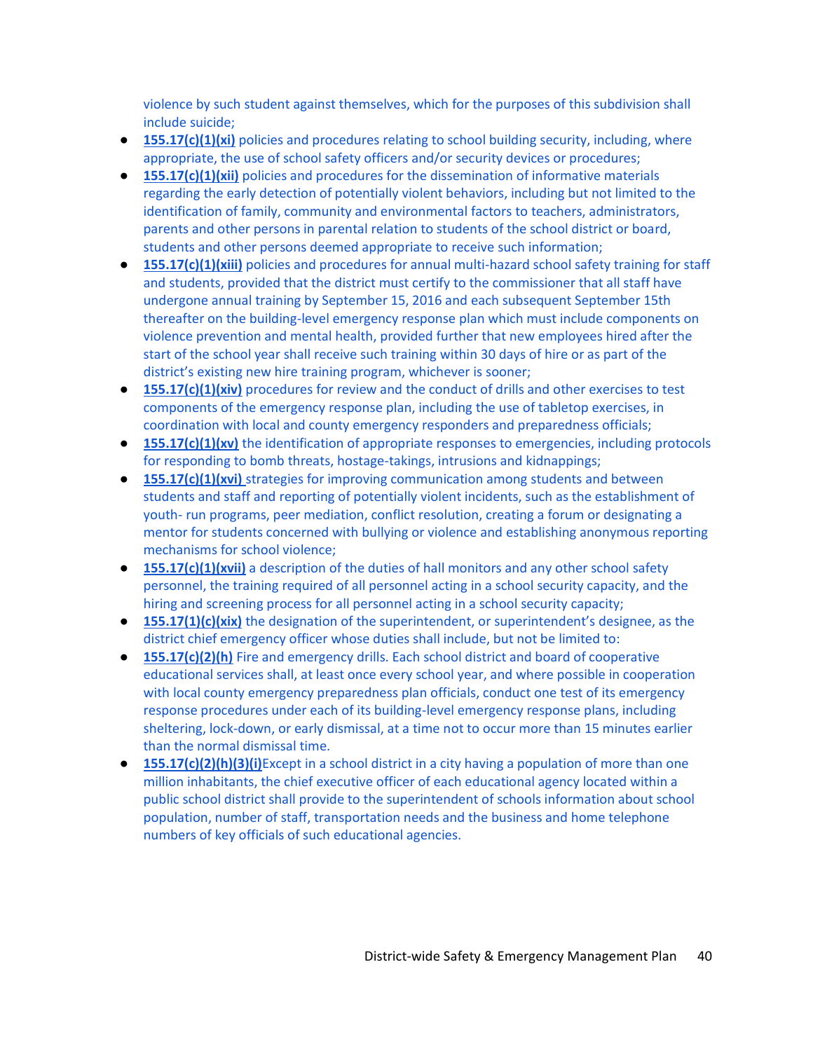violence by such student against themselves, which for the purposes of this subdivision shall include suicide;

- **155.17(c)(1)(xi)** policies and procedures relating to school building security, including, where appropriate, the use of school safety officers and/or security devices or procedures;
- **155.17(c)(1)(xii)** policies and procedures for the dissemination of informative materials regarding the early detection of potentially violent behaviors, including but not limited to the identification of family, community and environmental factors to teachers, administrators, parents and other persons in parental relation to students of the school district or board, students and other persons deemed appropriate to receive such information;
- **155.17(c)(1)(xiii)** policies and procedures for annual multi-hazard school safety training for staff and students, provided that the district must certify to the commissioner that all staff have undergone annual training by September 15, 2016 and each subsequent September 15th thereafter on the building-level emergency response plan which must include components on violence prevention and mental health, provided further that new employees hired after the start of the school year shall receive such training within 30 days of hire or as part of the district's existing new hire training program, whichever is sooner;
- **155.17(c)(1)(xiv)** procedures for review and the conduct of drills and other exercises to test components of the emergency response plan, including the use of tabletop exercises, in coordination with local and county emergency responders and preparedness officials;
- **155.17(c)(1)(xv)** the identification of appropriate responses to emergencies, including protocols for responding to bomb threats, hostage-takings, intrusions and kidnappings;
- **155.17(c)(1)(xvi)** strategies for improving communication among students and between students and staff and reporting of potentially violent incidents, such as the establishment of youth- run programs, peer mediation, conflict resolution, creating a forum or designating a mentor for students concerned with bullying or violence and establishing anonymous reporting mechanisms for school violence;
- **155.17(c)(1)(xvii)** a description of the duties of hall monitors and any other school safety personnel, the training required of all personnel acting in a school security capacity, and the hiring and screening process for all personnel acting in a school security capacity;
- **155.17(1)(c)(xix)** the designation of the superintendent, or superintendent's designee, as the district chief emergency officer whose duties shall include, but not be limited to:
- **155.17(c)(2)(h)** Fire and emergency drills. Each school district and board of cooperative educational services shall, at least once every school year, and where possible in cooperation with local county emergency preparedness plan officials, conduct one test of its emergency response procedures under each of its building-level emergency response plans, including sheltering, lock-down, or early dismissal, at a time not to occur more than 15 minutes earlier than the normal dismissal time.
- **155.17(c)(2)(h)(3)(i)** Except in a school district in a city having a population of more than one million inhabitants, the chief executive officer of each educational agency located within a public school district shall provide to the superintendent of schools information about school population, number of staff, transportation needs and the business and home telephone numbers of key officials of such educational agencies.